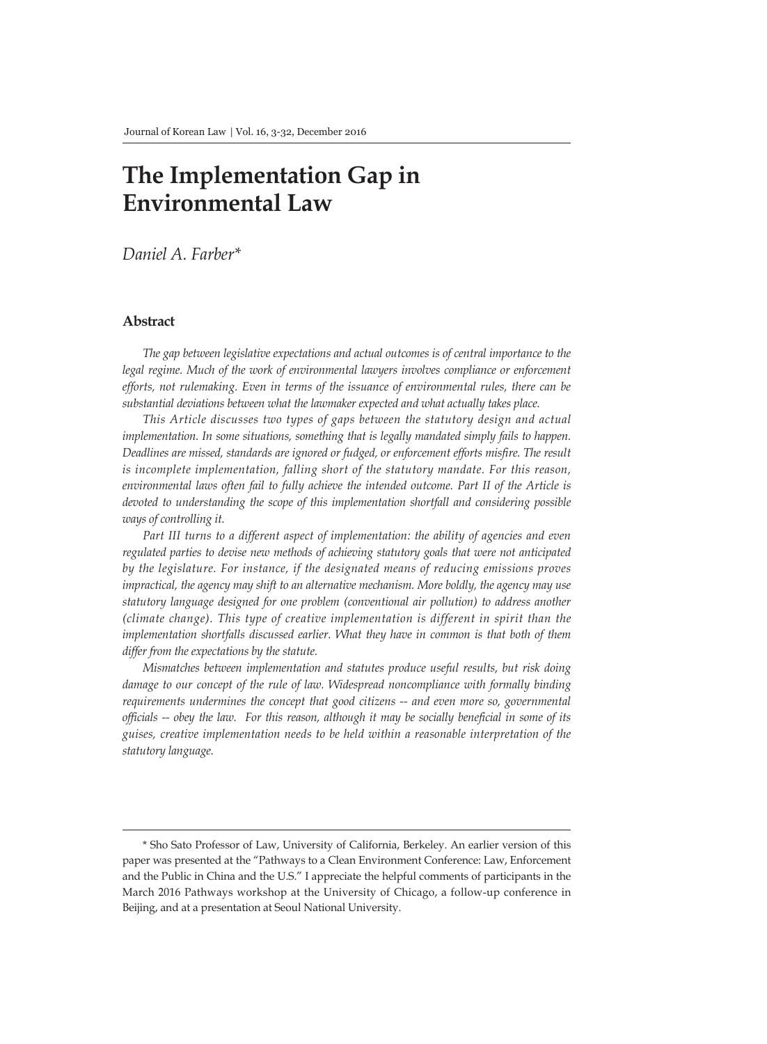# The Implementation Gap in Environmental Law

*Daniel A. Farber\**

## Abstract

*The gap between legislative expectations and actual outcomes is of central importance to the legal regime. Much of the work of environmental lawyers involves compliance or enforcement efforts, not rulemaking. Even in terms of the issuance of environmental rules, there can be substantial deviations between what the lawmaker expected and what actually takes place.*

*This Article discusses two types of gaps between the statutory design and actual implementation. In some situations, something that is legally mandated simply fails to happen. Deadlines are missed, standards are ignored or fudged, or enforcement efforts misfire. The result is incomplete implementation, falling short of the statutory mandate. For this reason, environmental laws often fail to fully achieve the intended outcome. Part II of the Article is devoted to understanding the scope of this implementation shortfall and considering possible ways of controlling it.*

*Part III turns to a different aspect of implementation: the ability of agencies and even regulated parties to devise new methods of achieving statutory goals that were not anticipated by the legislature. For instance, if the designated means of reducing emissions proves impractical, the agency may shift to an alternative mechanism. More boldly, the agency may use statutory language designed for one problem (conventional air pollution) to address another (climate change). This type of creative implementation is different in spirit than the implementation shortfalls discussed earlier. What they have in common is that both of them differ from the expectations by the statute.*

*Mismatches between implementation and statutes produce useful results, but risk doing damage to our concept of the rule of law. Widespread noncompliance with formally binding requirements undermines the concept that good citizens -- and even more so, governmental officials -- obey the law. For this reason, although it may be socially beneficial in some of its guises, creative implementation needs to be held within a reasonable interpretation of the statutory language.*

---

\* Sho Sato Professor of Law, University of California, Berkeley. An earlier version of this paper was presented at the "Pathways to a Clean Environment Conference: Law, Enforcement and the Public in China and the U.S." I appreciate the helpful comments of participants in the March 2016 Pathways workshop at the University of Chicago, a follow-up conference in Beijing, and at a presentation at Seoul National University.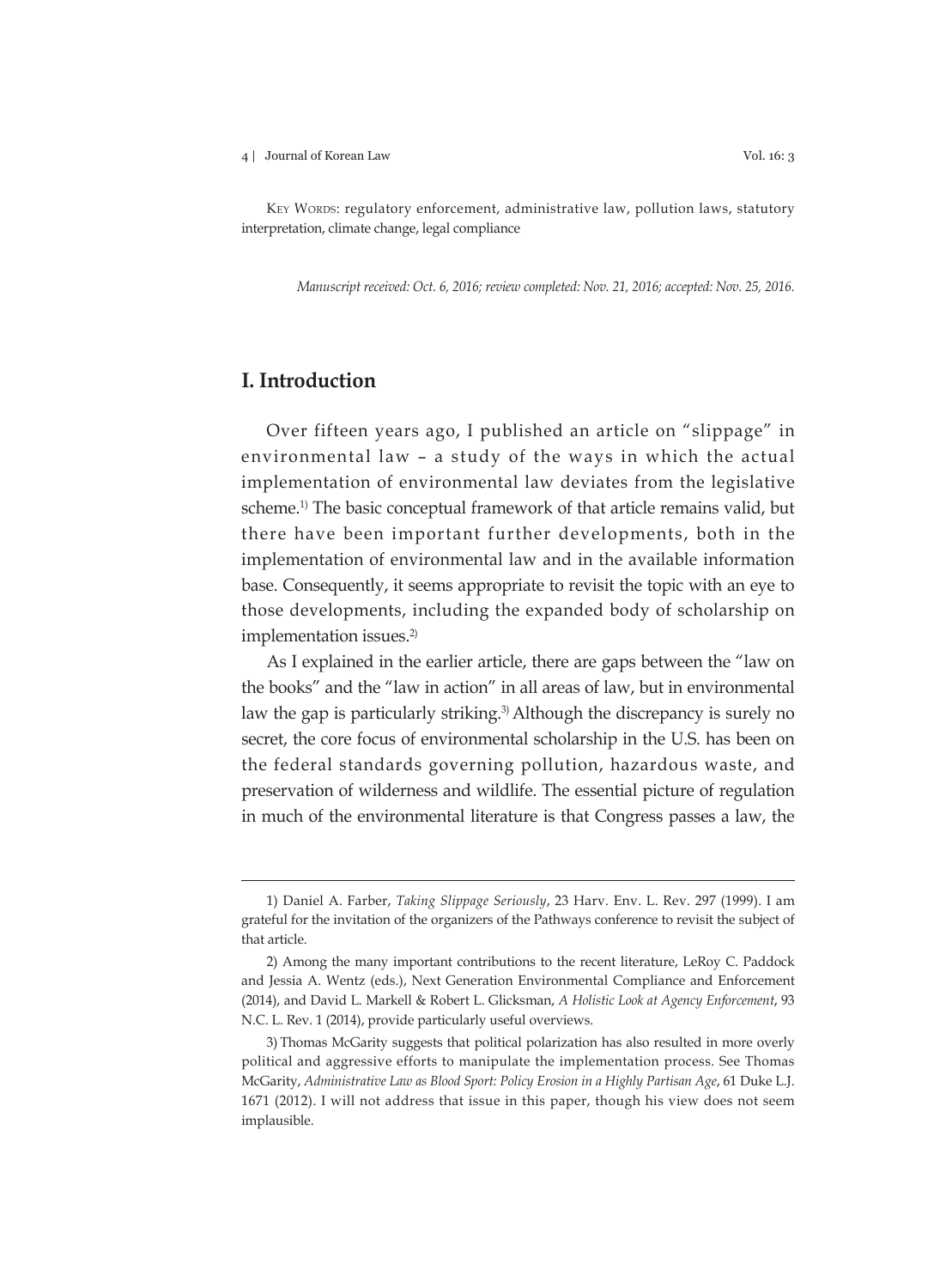KEY WORDS: regulatory enforcement, administrative law, pollution laws, statutory interpretation, climate change, legal compliance

*Manuscript received: Oct. 6, 2016; review completed: Nov. 21, 2016; accepted: Nov. 25, 2016.*

## I. Introduction

Over fifteen years ago, I published an article on "slippage" in environmental law – a study of the ways in which the actual implementation of environmental law deviates from the legislative scheme.[1] The basic conceptual framework of that article remains valid, but there have been important further developments, both in the implementation of environmental law and in the available information base. Consequently, it seems appropriate to revisit the topic with an eye to those developments, including the expanded body of scholarship on implementation issues.[2]

As I explained in the earlier article, there are gaps between the "law on the books" and the "law in action" in all areas of law, but in environmental law the gap is particularly striking.[3] Although the discrepancy is surely no secret, the core focus of environmental scholarship in the U.S. has been on the federal standards governing pollution, hazardous waste, and preservation of wilderness and wildlife. The essential picture of regulation in much of the environmental literature is that Congress passes a law, the

---

1) Daniel A. Farber, *Taking Slippage Seriously*, 23 Harv. Env. L. Rev. 297 (1999). I am grateful for the invitation of the organizers of the Pathways conference to revisit the subject of that article.

2) Among the many important contributions to the recent literature, LeRoy C. Paddock and Jessia A. Wentz (eds.), Next Generation Environmental Compliance and Enforcement (2014), and David L. Markell & Robert L. Glicksman, *A Holistic Look at Agency Enforcement*, 93 N.C. L. Rev. 1 (2014), provide particularly useful overviews.

3) Thomas McGarity suggests that political polarization has also resulted in more overly political and aggressive efforts to manipulate the implementation process. See Thomas McGarity, *Administrative Law as Blood Sport: Policy Erosion in a Highly Partisan Age*, 61 Duke L.J. 1671 (2012). I will not address that issue in this paper, though his view does not seem implausible.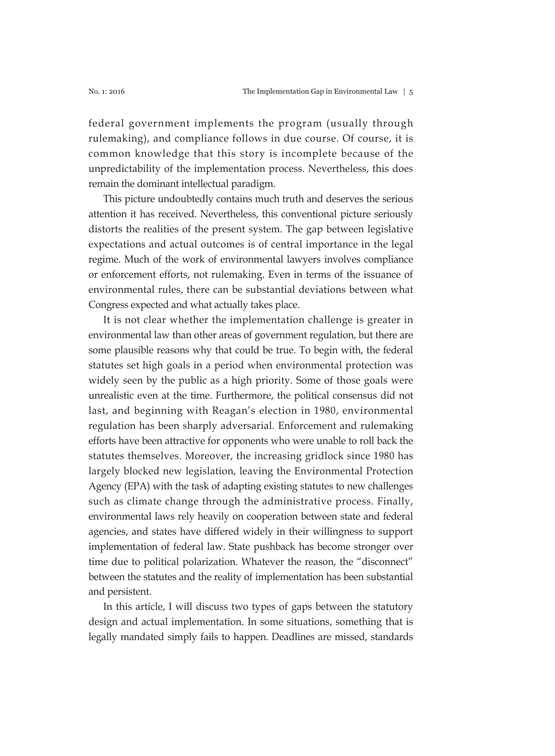federal government implements the program (usually through rulemaking), and compliance follows in due course. Of course, it is common knowledge that this story is incomplete because of the unpredictability of the implementation process. Nevertheless, this does remain the dominant intellectual paradigm.

This picture undoubtedly contains much truth and deserves the serious attention it has received. Nevertheless, this conventional picture seriously distorts the realities of the present system. The gap between legislative expectations and actual outcomes is of central importance in the legal regime. Much of the work of environmental lawyers involves compliance or enforcement efforts, not rulemaking. Even in terms of the issuance of environmental rules, there can be substantial deviations between what Congress expected and what actually takes place.

It is not clear whether the implementation challenge is greater in environmental law than other areas of government regulation, but there are some plausible reasons why that could be true. To begin with, the federal statutes set high goals in a period when environmental protection was widely seen by the public as a high priority. Some of those goals were unrealistic even at the time. Furthermore, the political consensus did not last, and beginning with Reagan's election in 1980, environmental regulation has been sharply adversarial. Enforcement and rulemaking efforts have been attractive for opponents who were unable to roll back the statutes themselves. Moreover, the increasing gridlock since 1980 has largely blocked new legislation, leaving the Environmental Protection Agency (EPA) with the task of adapting existing statutes to new challenges such as climate change through the administrative process. Finally, environmental laws rely heavily on cooperation between state and federal agencies, and states have differed widely in their willingness to support implementation of federal law. State pushback has become stronger over time due to political polarization. Whatever the reason, the "disconnect" between the statutes and the reality of implementation has been substantial and persistent.

In this article, I will discuss two types of gaps between the statutory design and actual implementation. In some situations, something that is legally mandated simply fails to happen. Deadlines are missed, standards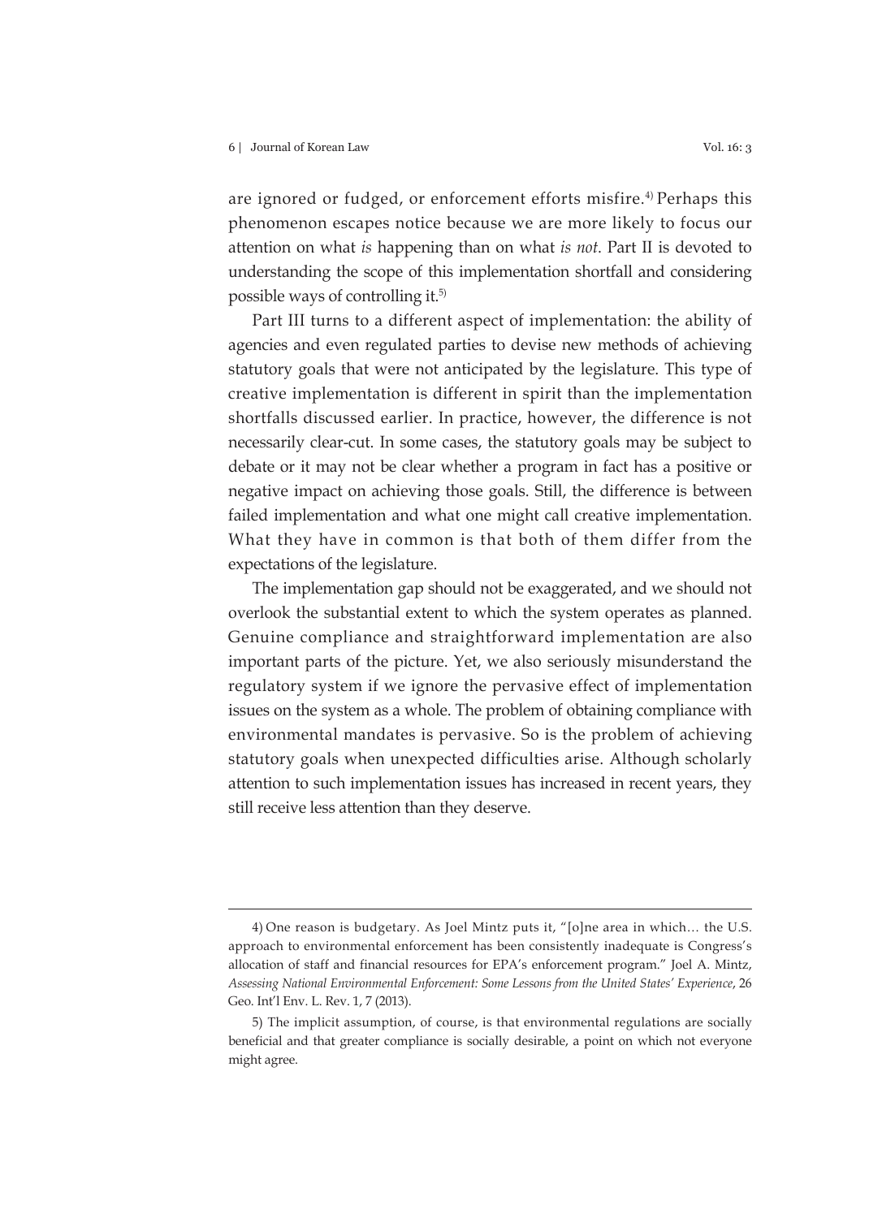are ignored or fudged, or enforcement efforts misfire.[4] Perhaps this phenomenon escapes notice because we are more likely to focus our attention on what *is* happening than on what *is not*. Part II is devoted to understanding the scope of this implementation shortfall and considering possible ways of controlling it.[5]

Part III turns to a different aspect of implementation: the ability of agencies and even regulated parties to devise new methods of achieving statutory goals that were not anticipated by the legislature. This type of creative implementation is different in spirit than the implementation shortfalls discussed earlier. In practice, however, the difference is not necessarily clear-cut. In some cases, the statutory goals may be subject to debate or it may not be clear whether a program in fact has a positive or negative impact on achieving those goals. Still, the difference is between failed implementation and what one might call creative implementation. What they have in common is that both of them differ from the expectations of the legislature.

The implementation gap should not be exaggerated, and we should not overlook the substantial extent to which the system operates as planned. Genuine compliance and straightforward implementation are also important parts of the picture. Yet, we also seriously misunderstand the regulatory system if we ignore the pervasive effect of implementation issues on the system as a whole. The problem of obtaining compliance with environmental mandates is pervasive. So is the problem of achieving statutory goals when unexpected difficulties arise. Although scholarly attention to such implementation issues has increased in recent years, they still receive less attention than they deserve.

---

4) One reason is budgetary. As Joel Mintz puts it, "[o]ne area in which… the U.S. approach to environmental enforcement has been consistently inadequate is Congress's allocation of staff and financial resources for EPA's enforcement program." Joel A. Mintz, *Assessing National Environmental Enforcement: Some Lessons from the United States' Experience*, 26 Geo. Int'l Env. L. Rev. 1, 7 (2013).

5) The implicit assumption, of course, is that environmental regulations are socially beneficial and that greater compliance is socially desirable, a point on which not everyone might agree.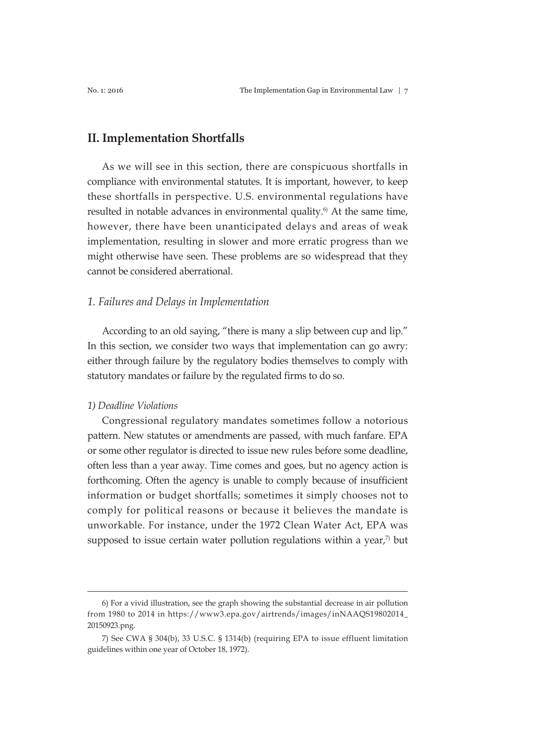## II. Implementation Shortfalls

As we will see in this section, there are conspicuous shortfalls in compliance with environmental statutes. It is important, however, to keep these shortfalls in perspective. U.S. environmental regulations have resulted in notable advances in environmental quality.[6] At the same time, however, there have been unanticipated delays and areas of weak implementation, resulting in slower and more erratic progress than we might otherwise have seen. These problems are so widespread that they cannot be considered aberrational.

### *1. Failures and Delays in Implementation*

According to an old saying, "there is many a slip between cup and lip." In this section, we consider two ways that implementation can go awry: either through failure by the regulatory bodies themselves to comply with statutory mandates or failure by the regulated firms to do so.

#### *1) Deadline Violations*

Congressional regulatory mandates sometimes follow a notorious pattern. New statutes or amendments are passed, with much fanfare. EPA or some other regulator is directed to issue new rules before some deadline, often less than a year away. Time comes and goes, but no agency action is forthcoming. Often the agency is unable to comply because of insufficient information or budget shortfalls; sometimes it simply chooses not to comply for political reasons or because it believes the mandate is unworkable. For instance, under the 1972 Clean Water Act, EPA was supposed to issue certain water pollution regulations within a year,[7] but

---

6) For a vivid illustration, see the graph showing the substantial decrease in air pollution from 1980 to 2014 in https://www3.epa.gov/airtrends/images/inNAAQS19802014_20150923.png.

7) See CWA § 304(b), 33 U.S.C. § 1314(b) (requiring EPA to issue effluent limitation guidelines within one year of October 18, 1972).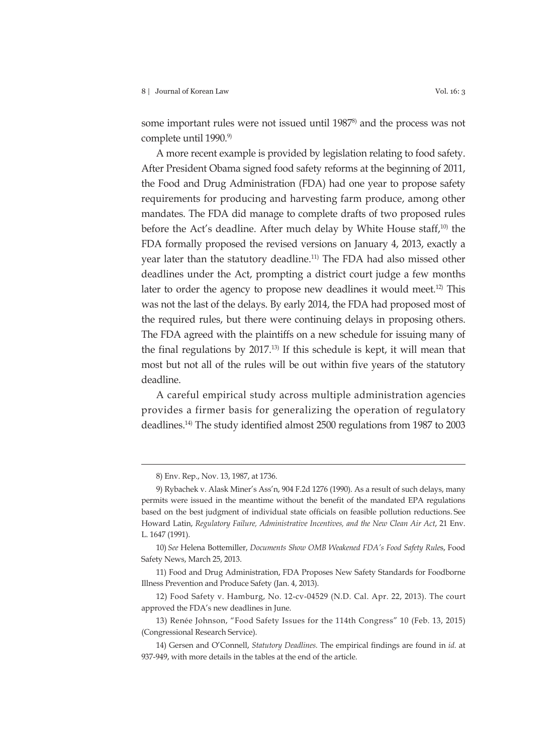some important rules were not issued until 1987[8] and the process was not complete until 1990.[9]

A more recent example is provided by legislation relating to food safety. After President Obama signed food safety reforms at the beginning of 2011, the Food and Drug Administration (FDA) had one year to propose safety requirements for producing and harvesting farm produce, among other mandates. The FDA did manage to complete drafts of two proposed rules before the Act's deadline. After much delay by White House staff,[10] the FDA formally proposed the revised versions on January 4, 2013, exactly a year later than the statutory deadline.[11] The FDA had also missed other deadlines under the Act, prompting a district court judge a few months later to order the agency to propose new deadlines it would meet.[12] This was not the last of the delays. By early 2014, the FDA had proposed most of the required rules, but there were continuing delays in proposing others. The FDA agreed with the plaintiffs on a new schedule for issuing many of the final regulations by 2017.[13] If this schedule is kept, it will mean that most but not all of the rules will be out within five years of the statutory deadline.

A careful empirical study across multiple administration agencies provides a firmer basis for generalizing the operation of regulatory deadlines.[14] The study identified almost 2500 regulations from 1987 to 2003

---

8) Env. Rep., Nov. 13, 1987, at 1736.

9) Rybachek v. Alask Miner's Ass'n, 904 F.2d 1276 (1990). As a result of such delays, many permits were issued in the meantime without the benefit of the mandated EPA regulations based on the best judgment of individual state officials on feasible pollution reductions. See Howard Latin, *Regulatory Failure, Administrative Incentives, and the New Clean Air Act*, 21 Env. L. 1647 (1991).

10) *See* Helena Bottemiller, *Documents Show OMB Weakened FDA's Food Safety Rules*, Food Safety News, March 25, 2013.

11) Food and Drug Administration, FDA Proposes New Safety Standards for Foodborne Illness Prevention and Produce Safety (Jan. 4, 2013).

12) Food Safety v. Hamburg, No. 12-cv-04529 (N.D. Cal. Apr. 22, 2013). The court approved the FDA's new deadlines in June.

13) Renée Johnson, "Food Safety Issues for the 114th Congress" 10 (Feb. 13, 2015) (Congressional Research Service).

14) Gersen and O'Connell, *Statutory Deadlines.* The empirical findings are found in *id.* at 937-949, with more details in the tables at the end of the article.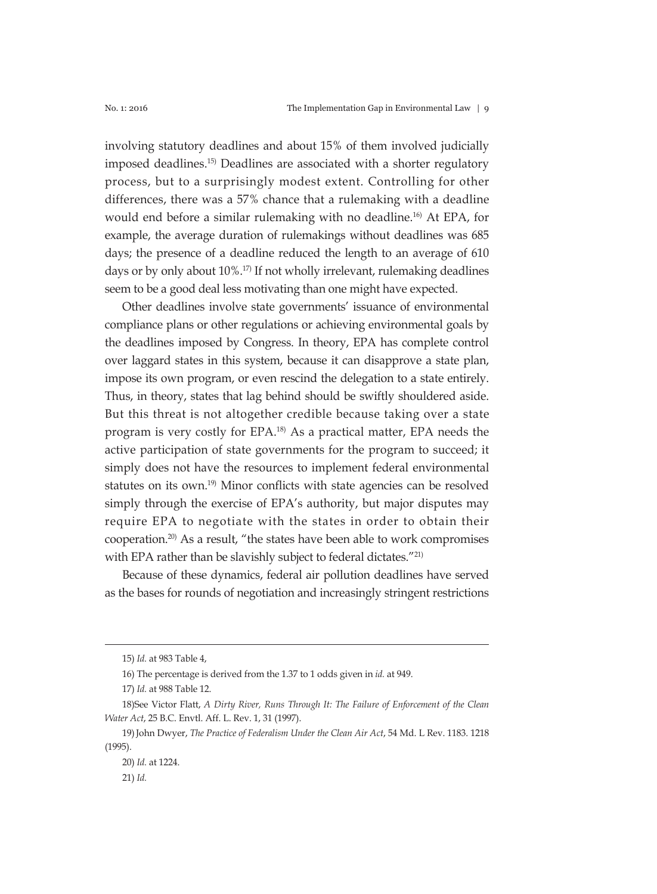involving statutory deadlines and about 15% of them involved judicially imposed deadlines.[15] Deadlines are associated with a shorter regulatory process, but to a surprisingly modest extent. Controlling for other differences, there was a 57% chance that a rulemaking with a deadline would end before a similar rulemaking with no deadline.[16] At EPA, for example, the average duration of rulemakings without deadlines was 685 days; the presence of a deadline reduced the length to an average of 610 days or by only about 10%.[17] If not wholly irrelevant, rulemaking deadlines seem to be a good deal less motivating than one might have expected.

Other deadlines involve state governments' issuance of environmental compliance plans or other regulations or achieving environmental goals by the deadlines imposed by Congress. In theory, EPA has complete control over laggard states in this system, because it can disapprove a state plan, impose its own program, or even rescind the delegation to a state entirely. Thus, in theory, states that lag behind should be swiftly shouldered aside. But this threat is not altogether credible because taking over a state program is very costly for EPA.[18] As a practical matter, EPA needs the active participation of state governments for the program to succeed; it simply does not have the resources to implement federal environmental statutes on its own.[19] Minor conflicts with state agencies can be resolved simply through the exercise of EPA's authority, but major disputes may require EPA to negotiate with the states in order to obtain their cooperation.[20] As a result, "the states have been able to work compromises with EPA rather than be slavishly subject to federal dictates."[21]

Because of these dynamics, federal air pollution deadlines have served as the bases for rounds of negotiation and increasingly stringent restrictions

---

15) *Id.* at 983 Table 4,

16) The percentage is derived from the 1.37 to 1 odds given in *id.* at 949.

17) *Id.* at 988 Table 12.

18)See Victor Flatt, *A Dirty River, Runs Through It: The Failure of Enforcement of the Clean Water Act*, 25 B.C. Envtl. Aff. L. Rev. 1, 31 (1997).

19) John Dwyer, *The Practice of Federalism Under the Clean Air Act*, 54 Md. L Rev. 1183. 1218 (1995).

20) *Id.* at 1224.

21) *Id.*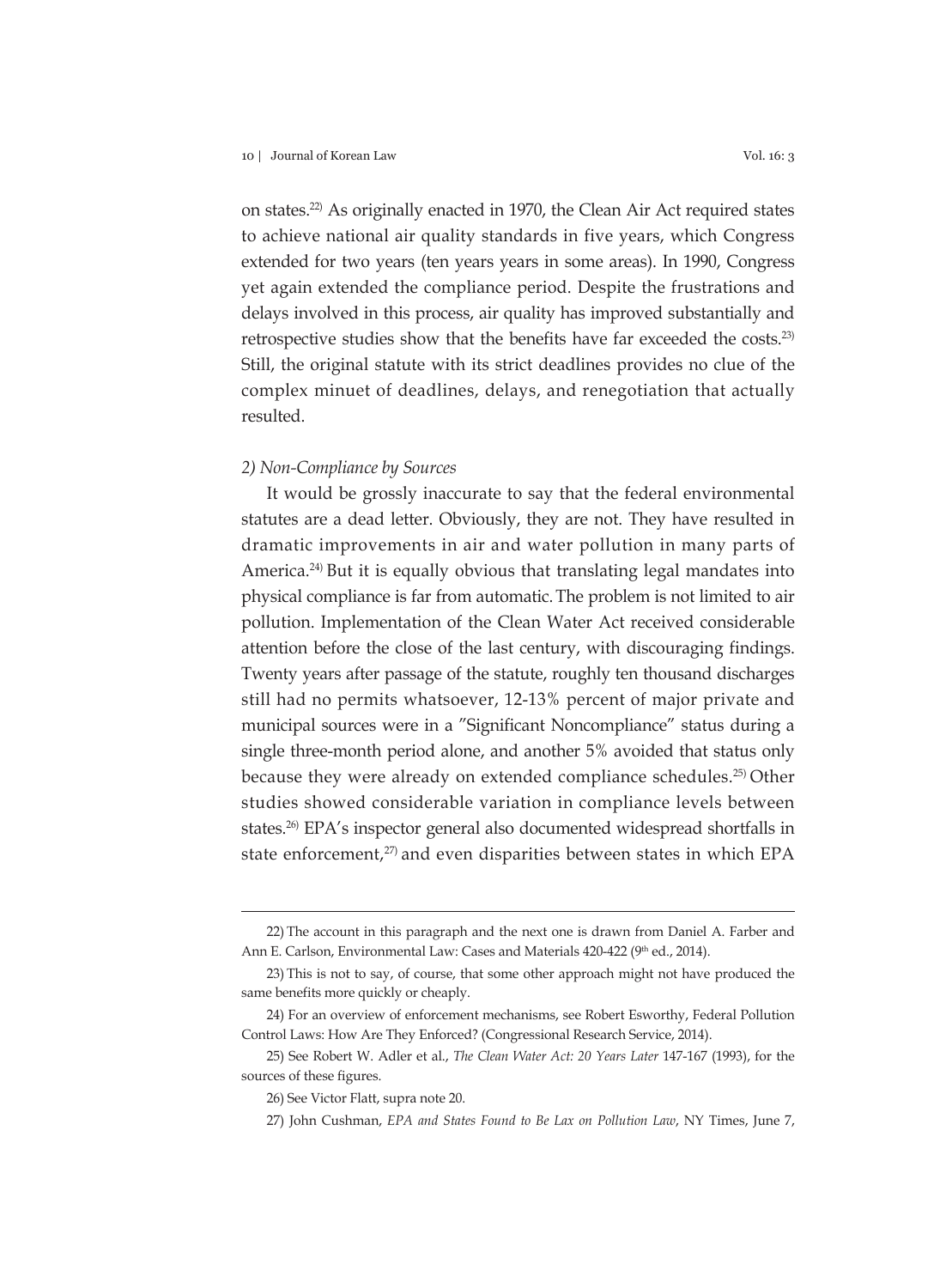on states.[22] As originally enacted in 1970, the Clean Air Act required states to achieve national air quality standards in five years, which Congress extended for two years (ten years years in some areas). In 1990, Congress yet again extended the compliance period. Despite the frustrations and delays involved in this process, air quality has improved substantially and retrospective studies show that the benefits have far exceeded the costs.[23] Still, the original statute with its strict deadlines provides no clue of the complex minuet of deadlines, delays, and renegotiation that actually resulted.

*2) Non-Compliance by Sources*

It would be grossly inaccurate to say that the federal environmental statutes are a dead letter. Obviously, they are not. They have resulted in dramatic improvements in air and water pollution in many parts of America.[24] But it is equally obvious that translating legal mandates into physical compliance is far from automatic. The problem is not limited to air pollution. Implementation of the Clean Water Act received considerable attention before the close of the last century, with discouraging findings. Twenty years after passage of the statute, roughly ten thousand discharges still had no permits whatsoever, 12-13% percent of major private and municipal sources were in a "Significant Noncompliance" status during a single three-month period alone, and another 5% avoided that status only because they were already on extended compliance schedules.[25] Other studies showed considerable variation in compliance levels between states.[26] EPA's inspector general also documented widespread shortfalls in state enforcement,[27] and even disparities between states in which EPA

---

22) The account in this paragraph and the next one is drawn from Daniel A. Farber and Ann E. Carlson, Environmental Law: Cases and Materials 420-422 (9th ed., 2014).

23) This is not to say, of course, that some other approach might not have produced the same benefits more quickly or cheaply.

24) For an overview of enforcement mechanisms, see Robert Esworthy, Federal Pollution Control Laws: How Are They Enforced? (Congressional Research Service, 2014).

25) See Robert W. Adler et al., *The Clean Water Act: 20 Years Later* 147-167 (1993), for the sources of these figures.

26) See Victor Flatt, supra note 20.

27) John Cushman, *EPA and States Found to Be Lax on Pollution Law*, NY Times, June 7,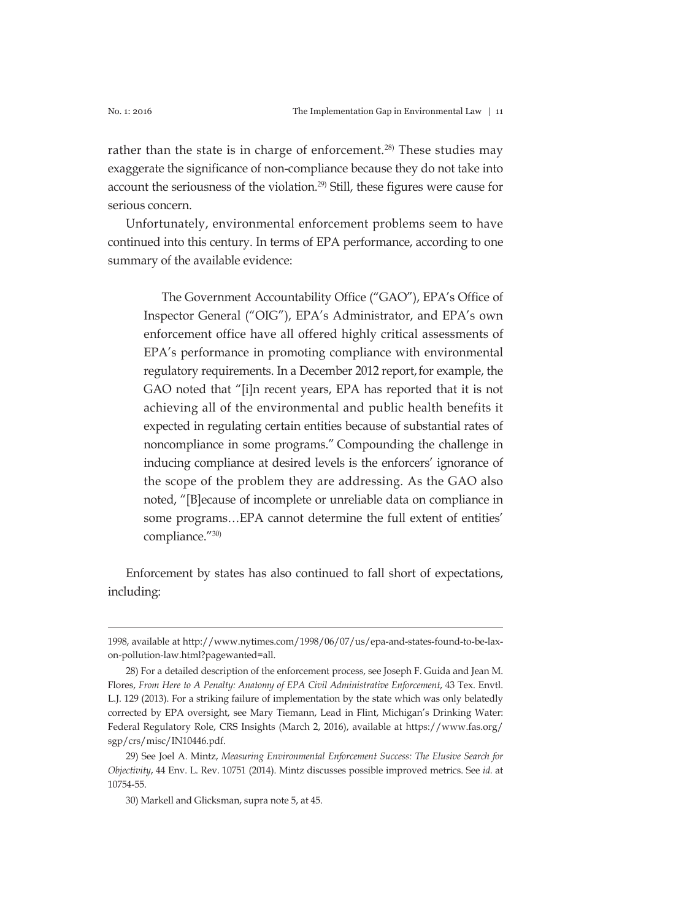rather than the state is in charge of enforcement.[28] These studies may exaggerate the significance of non-compliance because they do not take into account the seriousness of the violation.[29] Still, these figures were cause for serious concern.

Unfortunately, environmental enforcement problems seem to have continued into this century. In terms of EPA performance, according to one summary of the available evidence:

> The Government Accountability Office ("GAO"), EPA's Office of Inspector General ("OIG"), EPA's Administrator, and EPA's own enforcement office have all offered highly critical assessments of EPA's performance in promoting compliance with environmental regulatory requirements. In a December 2012 report, for example, the GAO noted that "[i]n recent years, EPA has reported that it is not achieving all of the environmental and public health benefits it expected in regulating certain entities because of substantial rates of noncompliance in some programs." Compounding the challenge in inducing compliance at desired levels is the enforcers' ignorance of the scope of the problem they are addressing. As the GAO also noted, "[B]ecause of incomplete or unreliable data on compliance in some programs…EPA cannot determine the full extent of entities' compliance."[30]

Enforcement by states has also continued to fall short of expectations, including:

---

1998, available at http://www.nytimes.com/1998/06/07/us/epa-and-states-found-to-be-lax-on-pollution-law.html?pagewanted=all.

28) For a detailed description of the enforcement process, see Joseph F. Guida and Jean M. Flores, *From Here to A Penalty: Anatomy of EPA Civil Administrative Enforcement*, 43 Tex. Envtl. L.J. 129 (2013). For a striking failure of implementation by the state which was only belatedly corrected by EPA oversight, see Mary Tiemann, Lead in Flint, Michigan's Drinking Water: Federal Regulatory Role, CRS Insights (March 2, 2016), available at https://www.fas.org/sgp/crs/misc/IN10446.pdf.

29) See Joel A. Mintz, *Measuring Environmental Enforcement Success: The Elusive Search for Objectivity*, 44 Env. L. Rev. 10751 (2014). Mintz discusses possible improved metrics. See *id.* at 10754-55.

30) Markell and Glicksman, supra note 5, at 45.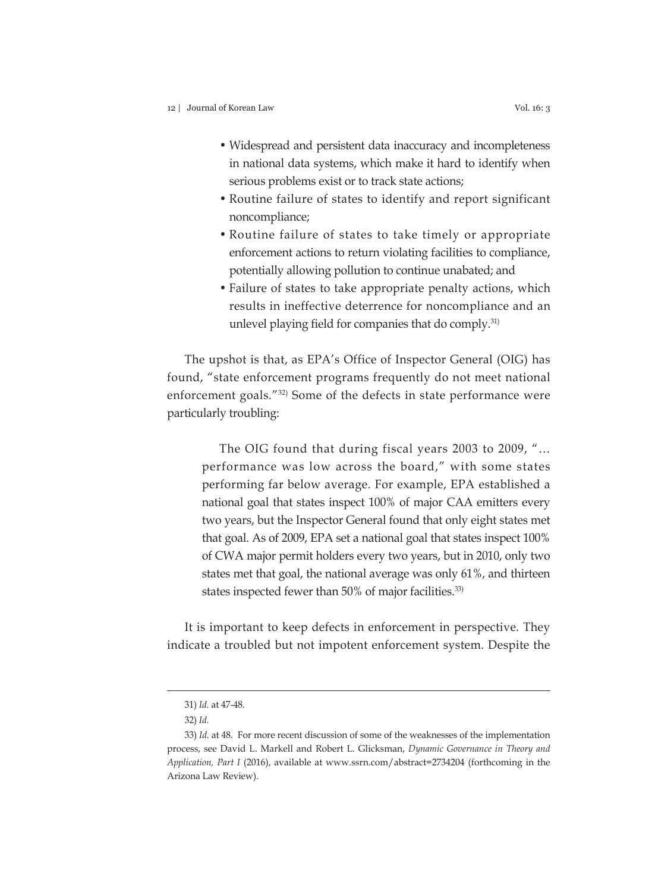- Widespread and persistent data inaccuracy and incompleteness in national data systems, which make it hard to identify when serious problems exist or to track state actions;
- Routine failure of states to identify and report significant noncompliance;
- Routine failure of states to take timely or appropriate enforcement actions to return violating facilities to compliance, potentially allowing pollution to continue unabated; and
- Failure of states to take appropriate penalty actions, which results in ineffective deterrence for noncompliance and an unlevel playing field for companies that do comply.[31]

The upshot is that, as EPA's Office of Inspector General (OIG) has found, "state enforcement programs frequently do not meet national enforcement goals."[32] Some of the defects in state performance were particularly troubling:

> The OIG found that during fiscal years 2003 to 2009, "… performance was low across the board," with some states performing far below average. For example, EPA established a national goal that states inspect 100% of major CAA emitters every two years, but the Inspector General found that only eight states met that goal. As of 2009, EPA set a national goal that states inspect 100% of CWA major permit holders every two years, but in 2010, only two states met that goal, the national average was only 61%, and thirteen states inspected fewer than 50% of major facilities.[33]

It is important to keep defects in enforcement in perspective. They indicate a troubled but not impotent enforcement system. Despite the

---

31) *Id.* at 47-48.

32) *Id.*

33) *Id.* at 48. For more recent discussion of some of the weaknesses of the implementation process, see David L. Markell and Robert L. Glicksman, *Dynamic Governance in Theory and Application, Part I* (2016), available at www.ssrn.com/abstract=2734204 (forthcoming in the Arizona Law Review).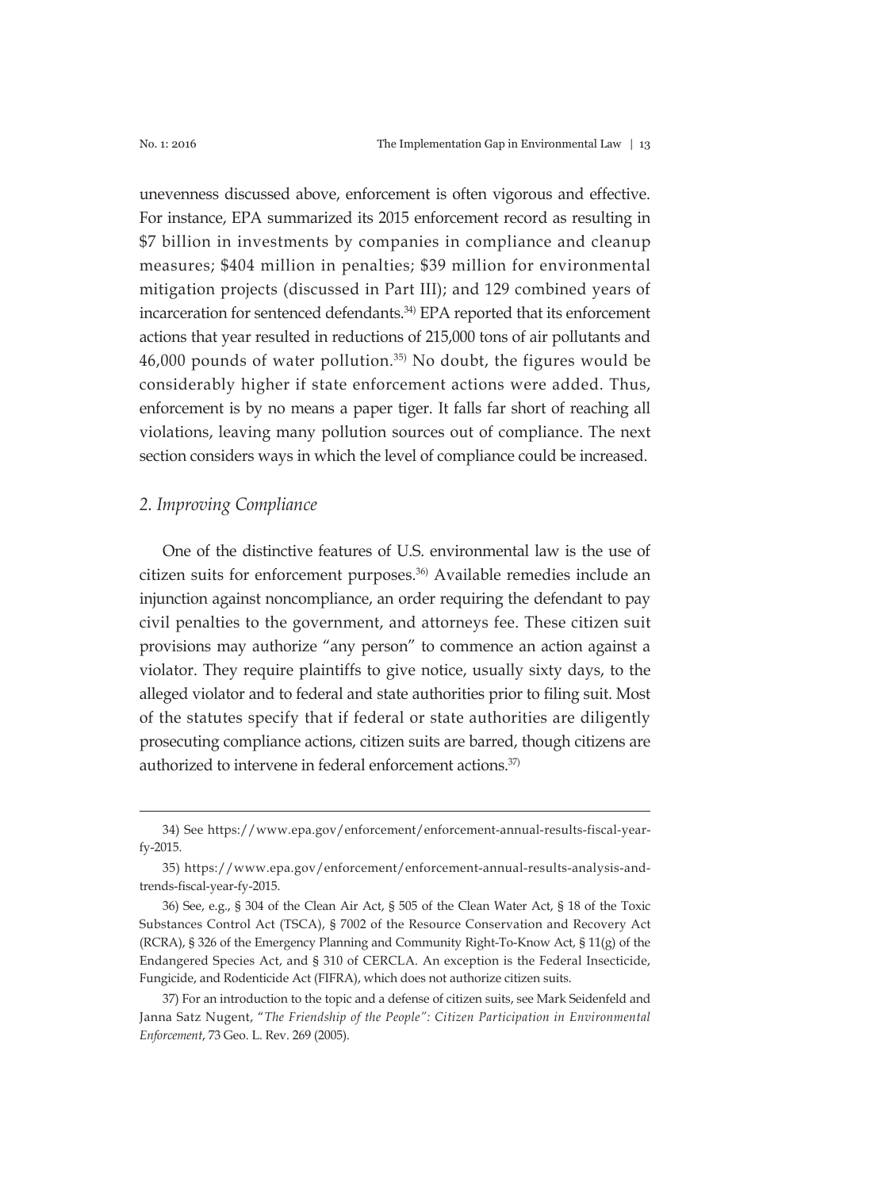unevenness discussed above, enforcement is often vigorous and effective. For instance, EPA summarized its 2015 enforcement record as resulting in $7 billion in investments by companies in compliance and cleanup measures; $404 million in penalties; $39 million for environmental mitigation projects (discussed in Part III); and 129 combined years of incarceration for sentenced defendants.[34] EPA reported that its enforcement actions that year resulted in reductions of 215,000 tons of air pollutants and 46,000 pounds of water pollution.[35] No doubt, the figures would be considerably higher if state enforcement actions were added. Thus, enforcement is by no means a paper tiger. It falls far short of reaching all violations, leaving many pollution sources out of compliance. The next section considers ways in which the level of compliance could be increased.

## *2. Improving Compliance*

One of the distinctive features of U.S. environmental law is the use of citizen suits for enforcement purposes.[36] Available remedies include an injunction against noncompliance, an order requiring the defendant to pay civil penalties to the government, and attorneys fee. These citizen suit provisions may authorize "any person" to commence an action against a violator. They require plaintiffs to give notice, usually sixty days, to the alleged violator and to federal and state authorities prior to filing suit. Most of the statutes specify that if federal or state authorities are diligently prosecuting compliance actions, citizen suits are barred, though citizens are authorized to intervene in federal enforcement actions.[37]

---

34) See https://www.epa.gov/enforcement/enforcement-annual-results-fiscal-year-fy-2015.

35) https://www.epa.gov/enforcement/enforcement-annual-results-analysis-and-trends-fiscal-year-fy-2015.

36) See, e.g., § 304 of the Clean Air Act, § 505 of the Clean Water Act, § 18 of the Toxic Substances Control Act (TSCA), § 7002 of the Resource Conservation and Recovery Act (RCRA), § 326 of the Emergency Planning and Community Right-To-Know Act, § 11(g) of the Endangered Species Act, and § 310 of CERCLA. An exception is the Federal Insecticide, Fungicide, and Rodenticide Act (FIFRA), which does not authorize citizen suits.

37) For an introduction to the topic and a defense of citizen suits, see Mark Seidenfeld and Janna Satz Nugent, "*The Friendship of the People": Citizen Participation in Environmental Enforcement*, 73 Geo. L. Rev. 269 (2005).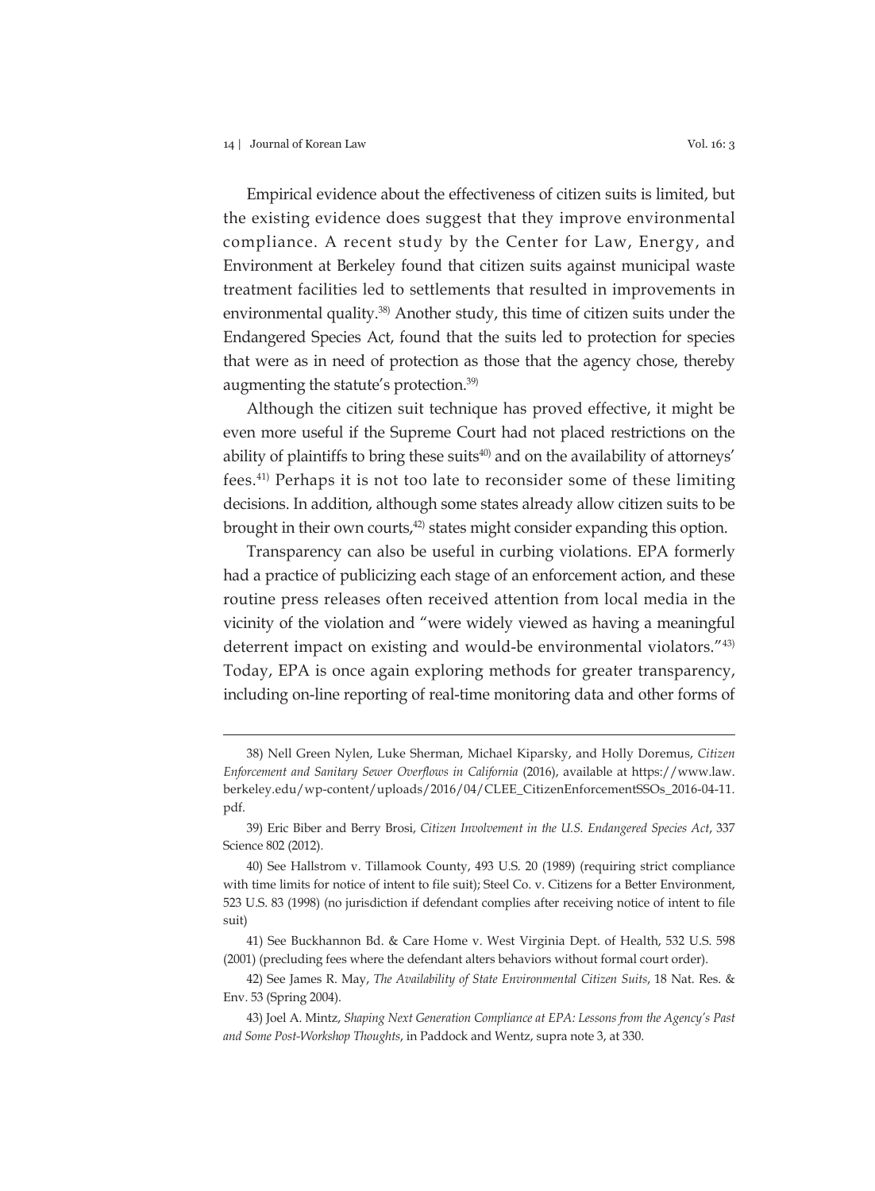Empirical evidence about the effectiveness of citizen suits is limited, but the existing evidence does suggest that they improve environmental compliance. A recent study by the Center for Law, Energy, and Environment at Berkeley found that citizen suits against municipal waste treatment facilities led to settlements that resulted in improvements in environmental quality.[38] Another study, this time of citizen suits under the Endangered Species Act, found that the suits led to protection for species that were as in need of protection as those that the agency chose, thereby augmenting the statute's protection.[39]

Although the citizen suit technique has proved effective, it might be even more useful if the Supreme Court had not placed restrictions on the ability of plaintiffs to bring these suits[40] and on the availability of attorneys' fees.[41] Perhaps it is not too late to reconsider some of these limiting decisions. In addition, although some states already allow citizen suits to be brought in their own courts,[42] states might consider expanding this option.

Transparency can also be useful in curbing violations. EPA formerly had a practice of publicizing each stage of an enforcement action, and these routine press releases often received attention from local media in the vicinity of the violation and "were widely viewed as having a meaningful deterrent impact on existing and would-be environmental violators."[43] Today, EPA is once again exploring methods for greater transparency, including on-line reporting of real-time monitoring data and other forms of

---

38) Nell Green Nylen, Luke Sherman, Michael Kiparsky, and Holly Doremus, *Citizen Enforcement and Sanitary Sewer Overflows in California* (2016), available at https://www.law.berkeley.edu/wp-content/uploads/2016/04/CLEE_CitizenEnforcementSSOs_2016-04-11.pdf.

39) Eric Biber and Berry Brosi, *Citizen Involvement in the U.S. Endangered Species Act*, 337 Science 802 (2012).

40) See Hallstrom v. Tillamook County, 493 U.S. 20 (1989) (requiring strict compliance with time limits for notice of intent to file suit); Steel Co. v. Citizens for a Better Environment, 523 U.S. 83 (1998) (no jurisdiction if defendant complies after receiving notice of intent to file suit)

41) See Buckhannon Bd. & Care Home v. West Virginia Dept. of Health, 532 U.S. 598 (2001) (precluding fees where the defendant alters behaviors without formal court order).

42) See James R. May, *The Availability of State Environmental Citizen Suits*, 18 Nat. Res. & Env. 53 (Spring 2004).

43) Joel A. Mintz, *Shaping Next Generation Compliance at EPA: Lessons from the Agency's Past and Some Post-Workshop Thoughts*, in Paddock and Wentz, supra note 3, at 330.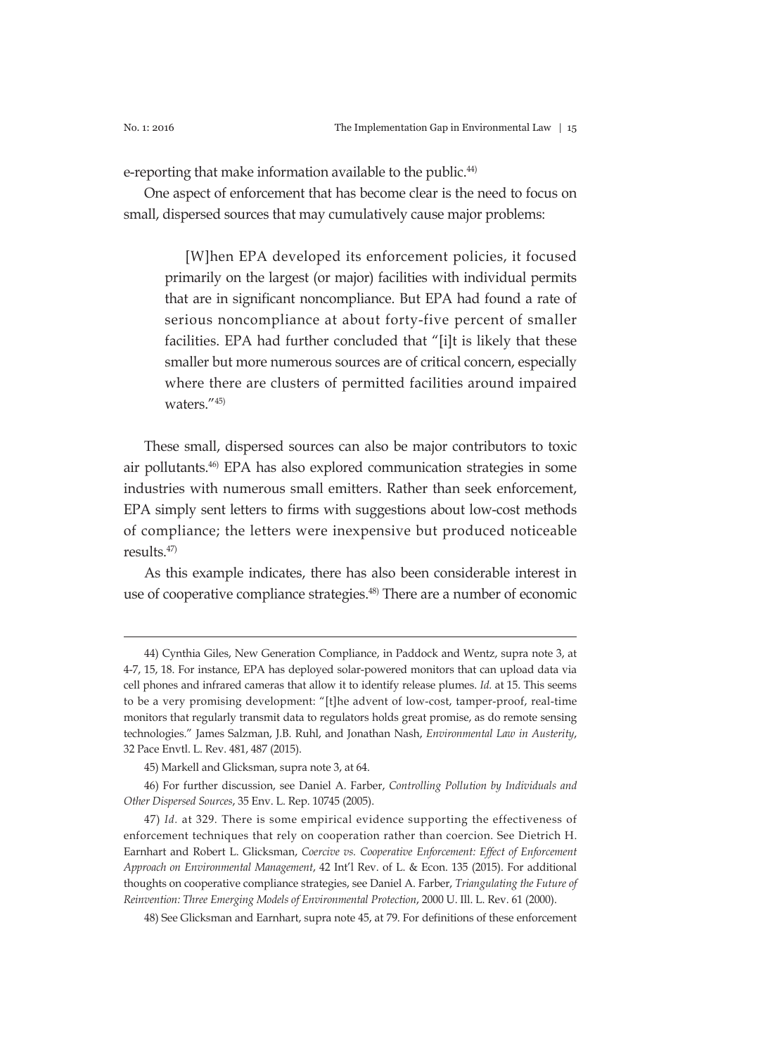e-reporting that make information available to the public.[44)]

One aspect of enforcement that has become clear is the need to focus on small, dispersed sources that may cumulatively cause major problems:

> [W]hen EPA developed its enforcement policies, it focused primarily on the largest (or major) facilities with individual permits that are in significant noncompliance. But EPA had found a rate of serious noncompliance at about forty-five percent of smaller facilities. EPA had further concluded that "[i]t is likely that these smaller but more numerous sources are of critical concern, especially where there are clusters of permitted facilities around impaired waters."[45)]

These small, dispersed sources can also be major contributors to toxic air pollutants.[46)] EPA has also explored communication strategies in some industries with numerous small emitters. Rather than seek enforcement, EPA simply sent letters to firms with suggestions about low-cost methods of compliance; the letters were inexpensive but produced noticeable results.[47)]

As this example indicates, there has also been considerable interest in use of cooperative compliance strategies.[48)] There are a number of economic

---

44) Cynthia Giles, New Generation Compliance, in Paddock and Wentz, supra note 3, at 4-7, 15, 18. For instance, EPA has deployed solar-powered monitors that can upload data via cell phones and infrared cameras that allow it to identify release plumes. *Id.* at 15. This seems to be a very promising development: "[t]he advent of low-cost, tamper-proof, real-time monitors that regularly transmit data to regulators holds great promise, as do remote sensing technologies." James Salzman, J.B. Ruhl, and Jonathan Nash, *Environmental Law in Austerity*, 32 Pace Envtl. L. Rev. 481, 487 (2015).

45) Markell and Glicksman, supra note 3, at 64.

46) For further discussion, see Daniel A. Farber, *Controlling Pollution by Individuals and Other Dispersed Sources*, 35 Env. L. Rep. 10745 (2005).

47) *Id.* at 329. There is some empirical evidence supporting the effectiveness of enforcement techniques that rely on cooperation rather than coercion. See Dietrich H. Earnhart and Robert L. Glicksman, *Coercive vs. Cooperative Enforcement: Effect of Enforcement Approach on Environmental Management*, 42 Int'l Rev. of L. & Econ. 135 (2015). For additional thoughts on cooperative compliance strategies, see Daniel A. Farber, *Triangulating the Future of Reinvention: Three Emerging Models of Environmental Protection*, 2000 U. Ill. L. Rev. 61 (2000).

48) See Glicksman and Earnhart, supra note 45, at 79. For definitions of these enforcement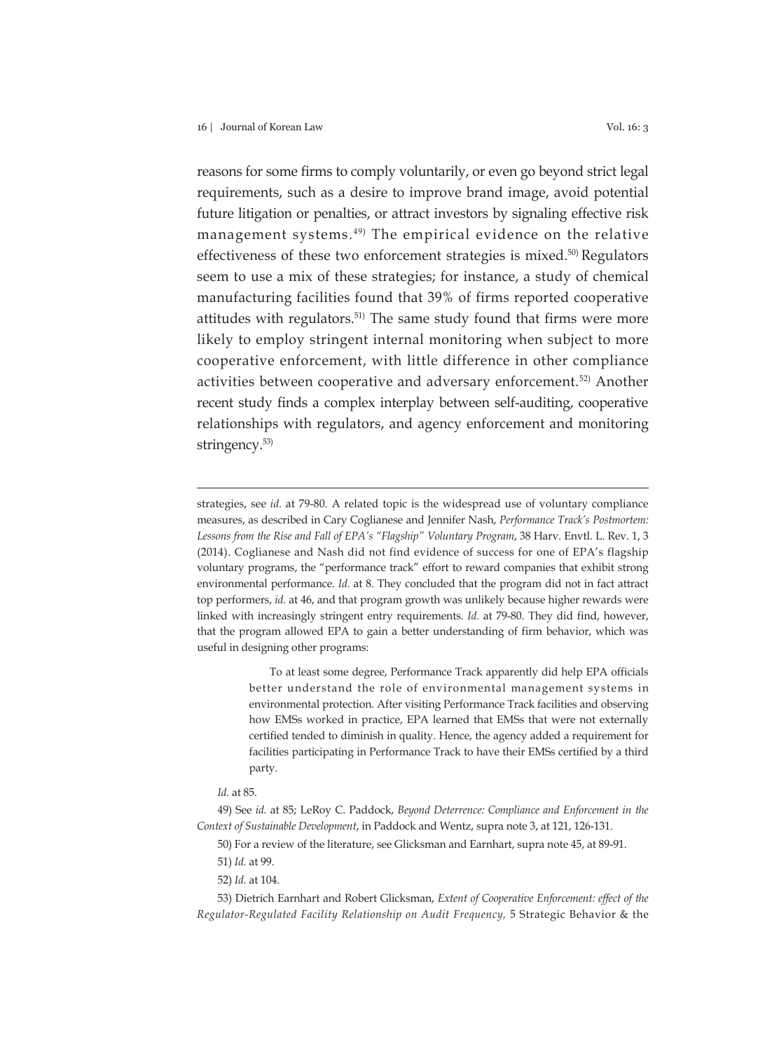reasons for some firms to comply voluntarily, or even go beyond strict legal requirements, such as a desire to improve brand image, avoid potential future litigation or penalties, or attract investors by signaling effective risk management systems.[49] The empirical evidence on the relative effectiveness of these two enforcement strategies is mixed.[50] Regulators seem to use a mix of these strategies; for instance, a study of chemical manufacturing facilities found that 39% of firms reported cooperative attitudes with regulators.[51] The same study found that firms were more likely to employ stringent internal monitoring when subject to more cooperative enforcement, with little difference in other compliance activities between cooperative and adversary enforcement.[52] Another recent study finds a complex interplay between self-auditing, cooperative relationships with regulators, and agency enforcement and monitoring stringency.[53]

---

strategies, see *id.* at 79-80. A related topic is the widespread use of voluntary compliance measures, as described in Cary Coglianese and Jennifer Nash, *Performance Track's Postmortem: Lessons from the Rise and Fall of EPA's "Flagship" Voluntary Program*, 38 Harv. Envtl. L. Rev. 1, 3 (2014). Coglianese and Nash did not find evidence of success for one of EPA's flagship voluntary programs, the "performance track" effort to reward companies that exhibit strong environmental performance. *Id.* at 8. They concluded that the program did not in fact attract top performers, *id.* at 46, and that program growth was unlikely because higher rewards were linked with increasingly stringent entry requirements. *Id.* at 79-80. They did find, however, that the program allowed EPA to gain a better understanding of firm behavior, which was useful in designing other programs:

> To at least some degree, Performance Track apparently did help EPA officials better understand the role of environmental management systems in environmental protection. After visiting Performance Track facilities and observing how EMSs worked in practice, EPA learned that EMSs that were not externally certified tended to diminish in quality. Hence, the agency added a requirement for facilities participating in Performance Track to have their EMSs certified by a third party.

*Id.* at 85.

49) See *id.* at 85; LeRoy C. Paddock, *Beyond Deterrence: Compliance and Enforcement in the Context of Sustainable Development*, in Paddock and Wentz, supra note 3, at 121, 126-131.

50) For a review of the literature, see Glicksman and Earnhart, supra note 45, at 89-91.

51) *Id.* at 99.

52) *Id.* at 104.

53) Dietrich Earnhart and Robert Glicksman, *Extent of Cooperative Enforcement: effect of the Regulator-Regulated Facility Relationship on Audit Frequency,* 5 Strategic Behavior & the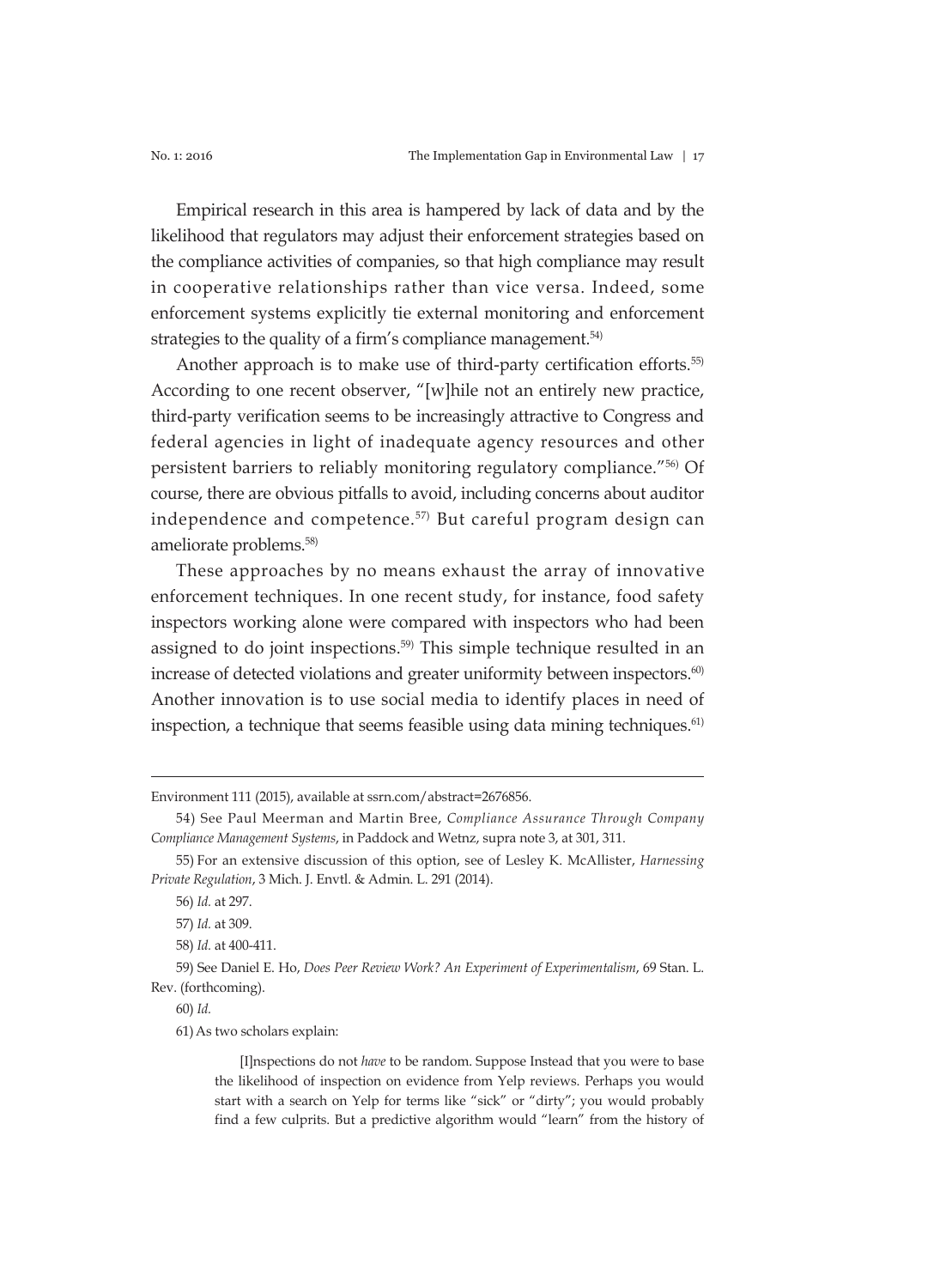Empirical research in this area is hampered by lack of data and by the likelihood that regulators may adjust their enforcement strategies based on the compliance activities of companies, so that high compliance may result in cooperative relationships rather than vice versa. Indeed, some enforcement systems explicitly tie external monitoring and enforcement strategies to the quality of a firm's compliance management.[54)]

Another approach is to make use of third-party certification efforts.[55)] According to one recent observer, "[w]hile not an entirely new practice, third-party verification seems to be increasingly attractive to Congress and federal agencies in light of inadequate agency resources and other persistent barriers to reliably monitoring regulatory compliance."[56)] Of course, there are obvious pitfalls to avoid, including concerns about auditor independence and competence.[57)] But careful program design can ameliorate problems.[58)]

These approaches by no means exhaust the array of innovative enforcement techniques. In one recent study, for instance, food safety inspectors working alone were compared with inspectors who had been assigned to do joint inspections.[59)] This simple technique resulted in an increase of detected violations and greater uniformity between inspectors.[60)] Another innovation is to use social media to identify places in need of inspection, a technique that seems feasible using data mining techniques.[61)]

---

Environment 111 (2015), available at ssrn.com/abstract=2676856.

54) See Paul Meerman and Martin Bree, *Compliance Assurance Through Company Compliance Management Systems*, in Paddock and Wetnz, supra note 3, at 301, 311.

55) For an extensive discussion of this option, see of Lesley K. McAllister, *Harnessing Private Regulation*, 3 Mich. J. Envtl. & Admin. L. 291 (2014).

56) *Id.* at 297.

57) *Id.* at 309.

58) *Id.* at 400-411.

59) See Daniel E. Ho, *Does Peer Review Work? An Experiment of Experimentalism*, 69 Stan. L. Rev. (forthcoming).

60) *Id.*

61) As two scholars explain:

> [I]nspections do not *have* to be random. Suppose Instead that you were to base the likelihood of inspection on evidence from Yelp reviews. Perhaps you would start with a search on Yelp for terms like "sick" or "dirty"; you would probably find a few culprits. But a predictive algorithm would "learn" from the history of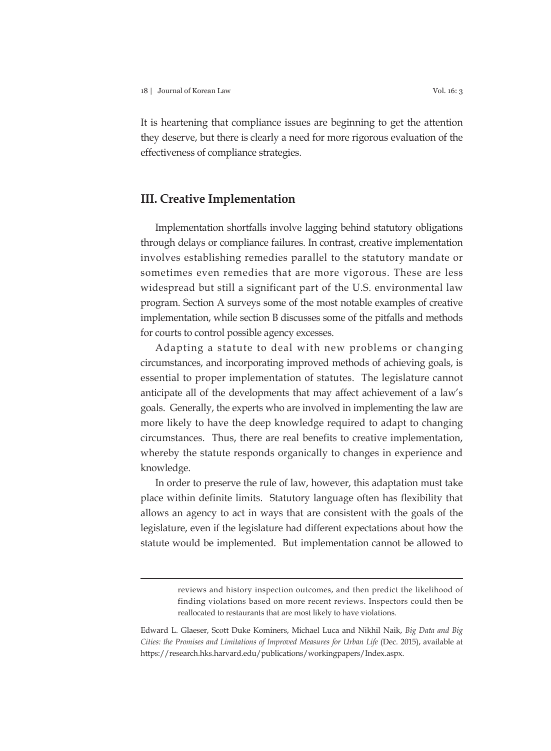It is heartening that compliance issues are beginning to get the attention they deserve, but there is clearly a need for more rigorous evaluation of the effectiveness of compliance strategies.

## III. Creative Implementation

Implementation shortfalls involve lagging behind statutory obligations through delays or compliance failures. In contrast, creative implementation involves establishing remedies parallel to the statutory mandate or sometimes even remedies that are more vigorous. These are less widespread but still a significant part of the U.S. environmental law program. Section A surveys some of the most notable examples of creative implementation, while section B discusses some of the pitfalls and methods for courts to control possible agency excesses.

Adapting a statute to deal with new problems or changing circumstances, and incorporating improved methods of achieving goals, is essential to proper implementation of statutes. The legislature cannot anticipate all of the developments that may affect achievement of a law's goals. Generally, the experts who are involved in implementing the law are more likely to have the deep knowledge required to adapt to changing circumstances. Thus, there are real benefits to creative implementation, whereby the statute responds organically to changes in experience and knowledge.

In order to preserve the rule of law, however, this adaptation must take place within definite limits. Statutory language often has flexibility that allows an agency to act in ways that are consistent with the goals of the legislature, even if the legislature had different expectations about how the statute would be implemented. But implementation cannot be allowed to

---

> reviews and history inspection outcomes, and then predict the likelihood of finding violations based on more recent reviews. Inspectors could then be reallocated to restaurants that are most likely to have violations.

Edward L. Glaeser, Scott Duke Kominers, Michael Luca and Nikhil Naik, *Big Data and Big Cities: the Promises and Limitations of Improved Measures for Urban Life* (Dec. 2015), available at https://research.hks.harvard.edu/publications/workingpapers/Index.aspx.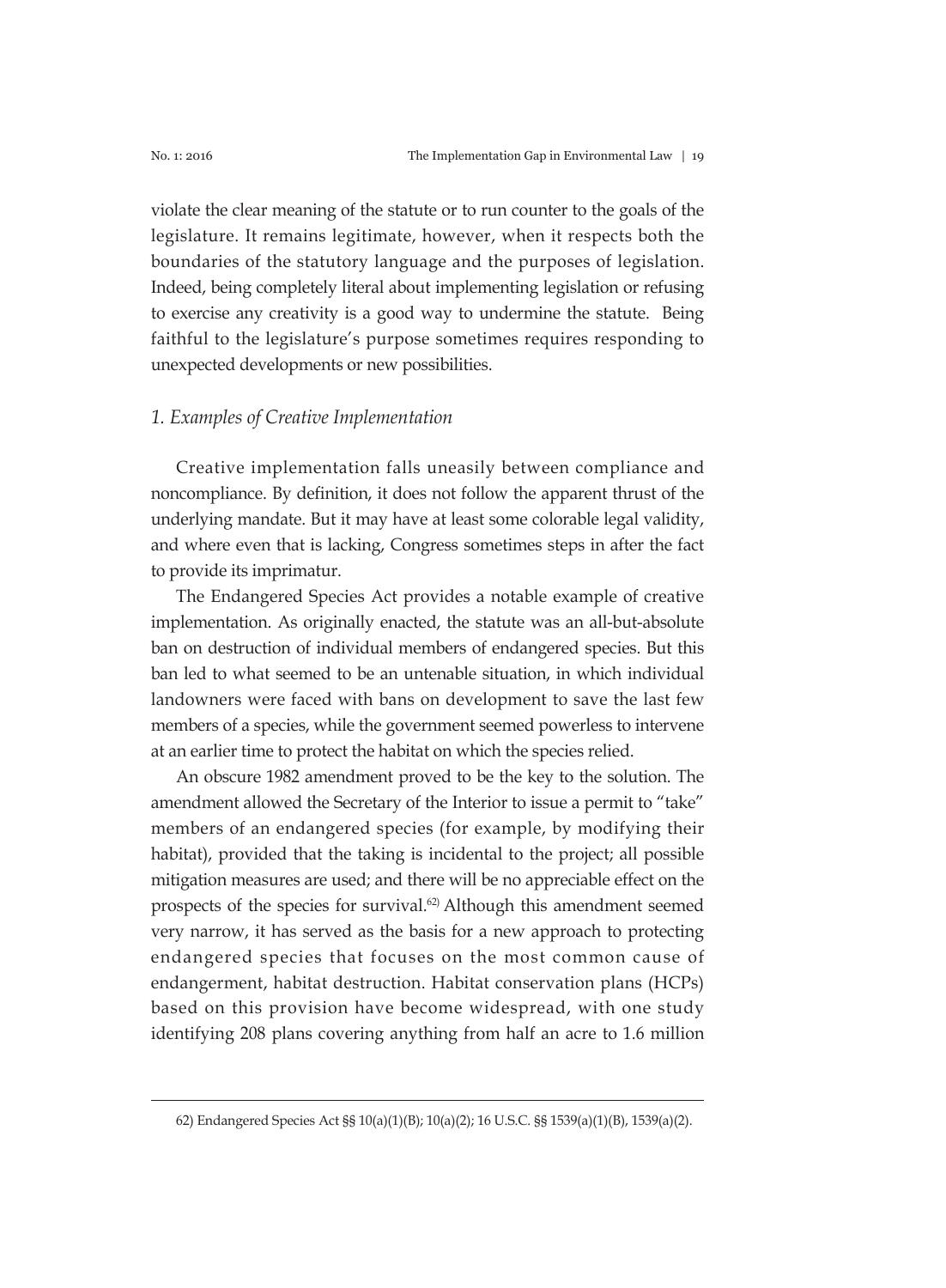violate the clear meaning of the statute or to run counter to the goals of the legislature. It remains legitimate, however, when it respects both the boundaries of the statutory language and the purposes of legislation. Indeed, being completely literal about implementing legislation or refusing to exercise any creativity is a good way to undermine the statute. Being faithful to the legislature's purpose sometimes requires responding to unexpected developments or new possibilities.

### *1. Examples of Creative Implementation*

Creative implementation falls uneasily between compliance and noncompliance. By definition, it does not follow the apparent thrust of the underlying mandate. But it may have at least some colorable legal validity, and where even that is lacking, Congress sometimes steps in after the fact to provide its imprimatur.

The Endangered Species Act provides a notable example of creative implementation. As originally enacted, the statute was an all-but-absolute ban on destruction of individual members of endangered species. But this ban led to what seemed to be an untenable situation, in which individual landowners were faced with bans on development to save the last few members of a species, while the government seemed powerless to intervene at an earlier time to protect the habitat on which the species relied.

An obscure 1982 amendment proved to be the key to the solution. The amendment allowed the Secretary of the Interior to issue a permit to "take" members of an endangered species (for example, by modifying their habitat), provided that the taking is incidental to the project; all possible mitigation measures are used; and there will be no appreciable effect on the prospects of the species for survival.[62] Although this amendment seemed very narrow, it has served as the basis for a new approach to protecting endangered species that focuses on the most common cause of endangerment, habitat destruction. Habitat conservation plans (HCPs) based on this provision have become widespread, with one study identifying 208 plans covering anything from half an acre to 1.6 million

---

62) Endangered Species Act §§ 10(a)(1)(B); 10(a)(2); 16 U.S.C. §§ 1539(a)(1)(B), 1539(a)(2).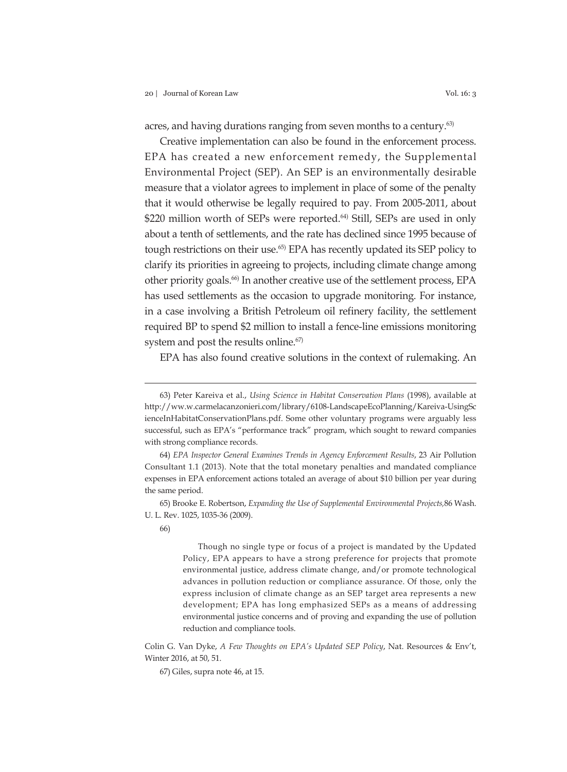acres, and having durations ranging from seven months to a century.[63)]

Creative implementation can also be found in the enforcement process. EPA has created a new enforcement remedy, the Supplemental Environmental Project (SEP). An SEP is an environmentally desirable measure that a violator agrees to implement in place of some of the penalty that it would otherwise be legally required to pay. From 2005-2011, about $220 million worth of SEPs were reported.[64)] Still, SEPs are used in only about a tenth of settlements, and the rate has declined since 1995 because of tough restrictions on their use.[65)] EPA has recently updated its SEP policy to clarify its priorities in agreeing to projects, including climate change among other priority goals.[66)] In another creative use of the settlement process, EPA has used settlements as the occasion to upgrade monitoring. For instance, in a case involving a British Petroleum oil refinery facility, the settlement required BP to spend $2 million to install a fence-line emissions monitoring system and post the results online.[67)]

EPA has also found creative solutions in the context of rulemaking. An

---

63) Peter Kareiva et al., *Using Science in Habitat Conservation Plans* (1998), available at http://ww.w.carmelacanzonieri.com/library/6108-LandscapeEcoPlanning/Kareiva-UsingScienceInHabitatConservationPlans.pdf. Some other voluntary programs were arguably less successful, such as EPA's "performance track" program, which sought to reward companies with strong compliance records.

64) *EPA Inspector General Examines Trends in Agency Enforcement Results*, 23 Air Pollution Consultant 1.1 (2013). Note that the total monetary penalties and mandated compliance expenses in EPA enforcement actions totaled an average of about $10 billion per year during the same period.

65) Brooke E. Robertson, *Expanding the Use of Supplemental Environmental Projects,*86 Wash. U. L. Rev. 1025, 1035-36 (2009).

66)

> Though no single type or focus of a project is mandated by the Updated Policy, EPA appears to have a strong preference for projects that promote environmental justice, address climate change, and/or promote technological advances in pollution reduction or compliance assurance. Of those, only the express inclusion of climate change as an SEP target area represents a new development; EPA has long emphasized SEPs as a means of addressing environmental justice concerns and of proving and expanding the use of pollution reduction and compliance tools.

Colin G. Van Dyke, *A Few Thoughts on EPA's Updated SEP Policy*, Nat. Resources & Env't, Winter 2016, at 50, 51.

67) Giles, supra note 46, at 15.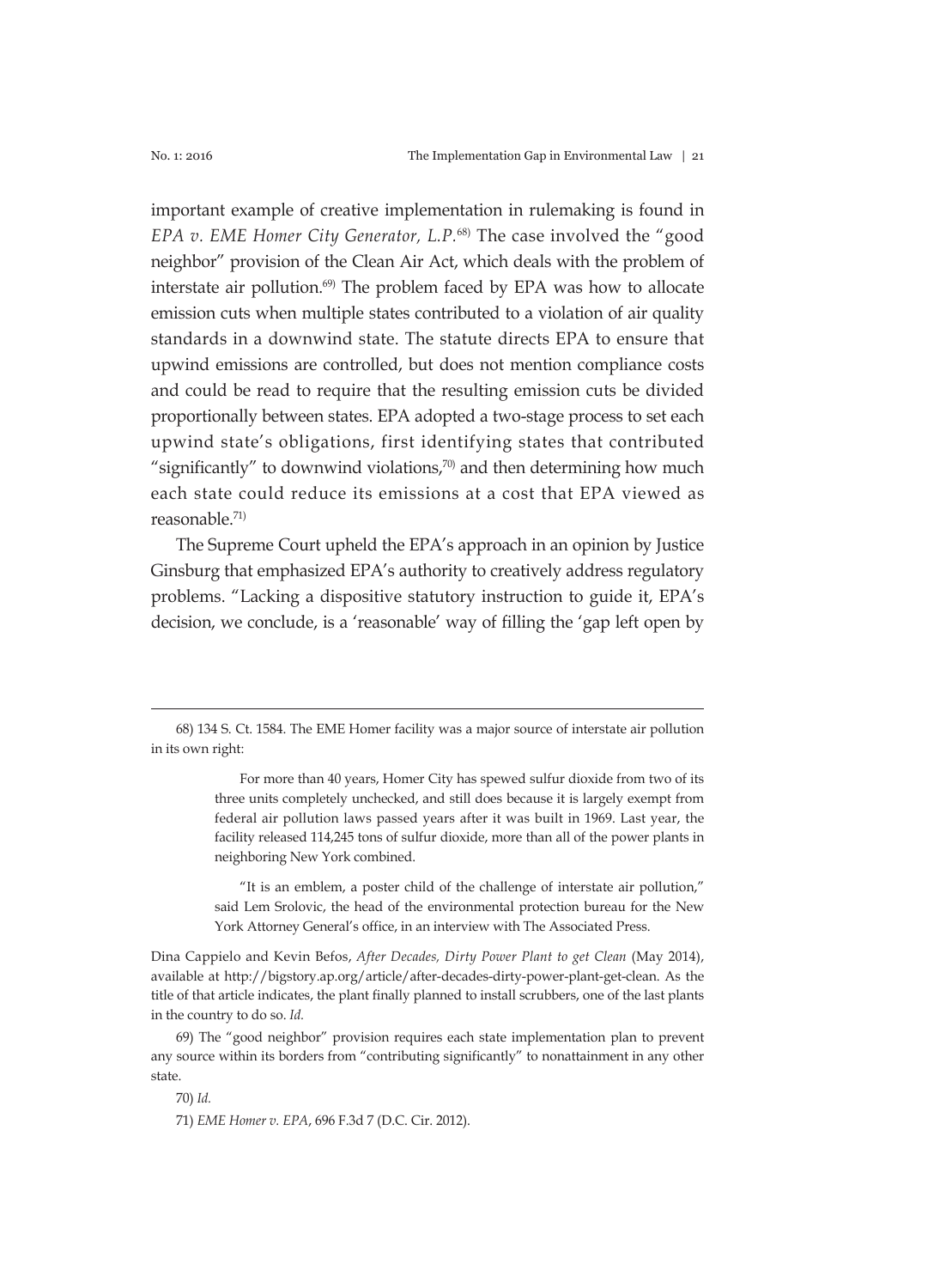important example of creative implementation in rulemaking is found in *EPA v. EME Homer City Generator, L.P.*[68] The case involved the "good neighbor" provision of the Clean Air Act, which deals with the problem of interstate air pollution.[69] The problem faced by EPA was how to allocate emission cuts when multiple states contributed to a violation of air quality standards in a downwind state. The statute directs EPA to ensure that upwind emissions are controlled, but does not mention compliance costs and could be read to require that the resulting emission cuts be divided proportionally between states. EPA adopted a two-stage process to set each upwind state's obligations, first identifying states that contributed "significantly" to downwind violations,[70] and then determining how much each state could reduce its emissions at a cost that EPA viewed as reasonable.[71]

The Supreme Court upheld the EPA's approach in an opinion by Justice Ginsburg that emphasized EPA's authority to creatively address regulatory problems. "Lacking a dispositive statutory instruction to guide it, EPA's decision, we conclude, is a 'reasonable' way of filling the 'gap left open by

---

68) 134 S. Ct. 1584. The EME Homer facility was a major source of interstate air pollution in its own right:

> For more than 40 years, Homer City has spewed sulfur dioxide from two of its three units completely unchecked, and still does because it is largely exempt from federal air pollution laws passed years after it was built in 1969. Last year, the facility released 114,245 tons of sulfur dioxide, more than all of the power plants in neighboring New York combined.
>
> "It is an emblem, a poster child of the challenge of interstate air pollution," said Lem Srolovic, the head of the environmental protection bureau for the New York Attorney General's office, in an interview with The Associated Press.

Dina Cappielo and Kevin Befos, *After Decades, Dirty Power Plant to get Clean* (May 2014), available at http://bigstory.ap.org/article/after-decades-dirty-power-plant-get-clean. As the title of that article indicates, the plant finally planned to install scrubbers, one of the last plants in the country to do so. *Id.*

69) The "good neighbor" provision requires each state implementation plan to prevent any source within its borders from "contributing significantly" to nonattainment in any other state.

70) *Id.*

71) *EME Homer v. EPA*, 696 F.3d 7 (D.C. Cir. 2012).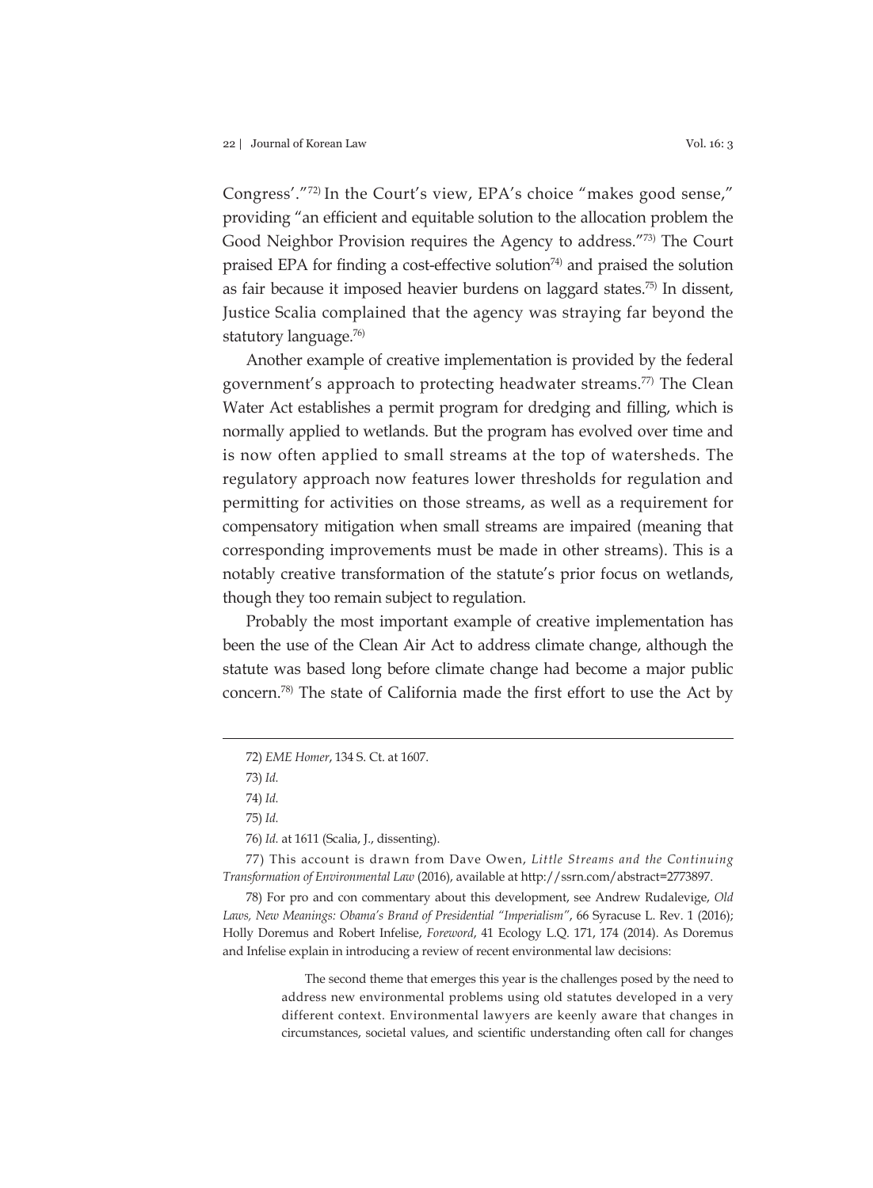Congress'."[72] In the Court's view, EPA's choice "makes good sense," providing "an efficient and equitable solution to the allocation problem the Good Neighbor Provision requires the Agency to address."[73] The Court praised EPA for finding a cost-effective solution[74] and praised the solution as fair because it imposed heavier burdens on laggard states.[75] In dissent, Justice Scalia complained that the agency was straying far beyond the statutory language.[76]

Another example of creative implementation is provided by the federal government's approach to protecting headwater streams.[77] The Clean Water Act establishes a permit program for dredging and filling, which is normally applied to wetlands. But the program has evolved over time and is now often applied to small streams at the top of watersheds. The regulatory approach now features lower thresholds for regulation and permitting for activities on those streams, as well as a requirement for compensatory mitigation when small streams are impaired (meaning that corresponding improvements must be made in other streams). This is a notably creative transformation of the statute's prior focus on wetlands, though they too remain subject to regulation.

Probably the most important example of creative implementation has been the use of the Clean Air Act to address climate change, although the statute was based long before climate change had become a major public concern.[78] The state of California made the first effort to use the Act by

---

72) *EME Homer*, 134 S. Ct. at 1607.

73) *Id.*

74) *Id.*

75) *Id.*

76) *Id.* at 1611 (Scalia, J., dissenting).

77) This account is drawn from Dave Owen, *Little Streams and the Continuing Transformation of Environmental Law* (2016), available at http://ssrn.com/abstract=2773897.

78) For pro and con commentary about this development, see Andrew Rudalevige, *Old Laws, New Meanings: Obama's Brand of Presidential "Imperialism"*, 66 Syracuse L. Rev. 1 (2016); Holly Doremus and Robert Infelise, *Foreword*, 41 Ecology L.Q. 171, 174 (2014). As Doremus and Infelise explain in introducing a review of recent environmental law decisions:

> The second theme that emerges this year is the challenges posed by the need to address new environmental problems using old statutes developed in a very different context. Environmental lawyers are keenly aware that changes in circumstances, societal values, and scientific understanding often call for changes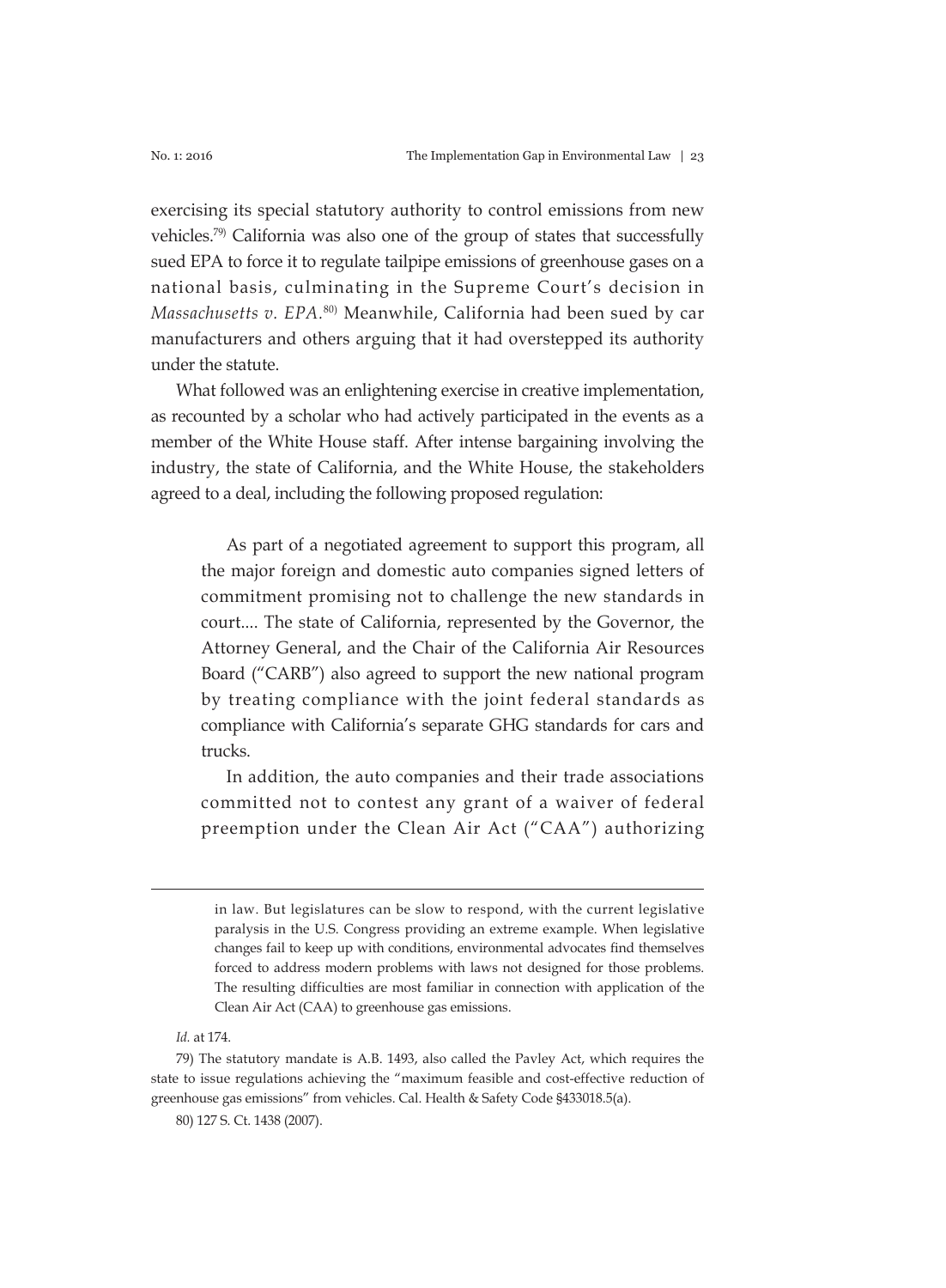exercising its special statutory authority to control emissions from new vehicles.[79] California was also one of the group of states that successfully sued EPA to force it to regulate tailpipe emissions of greenhouse gases on a national basis, culminating in the Supreme Court's decision in *Massachusetts v. EPA.*[80] Meanwhile, California had been sued by car manufacturers and others arguing that it had overstepped its authority under the statute.

What followed was an enlightening exercise in creative implementation, as recounted by a scholar who had actively participated in the events as a member of the White House staff. After intense bargaining involving the industry, the state of California, and the White House, the stakeholders agreed to a deal, including the following proposed regulation:

> As part of a negotiated agreement to support this program, all the major foreign and domestic auto companies signed letters of commitment promising not to challenge the new standards in court.... The state of California, represented by the Governor, the Attorney General, and the Chair of the California Air Resources Board ("CARB") also agreed to support the new national program by treating compliance with the joint federal standards as compliance with California's separate GHG standards for cars and trucks.
>
> In addition, the auto companies and their trade associations committed not to contest any grant of a waiver of federal preemption under the Clean Air Act ("CAA") authorizing

---

in law. But legislatures can be slow to respond, with the current legislative paralysis in the U.S. Congress providing an extreme example. When legislative changes fail to keep up with conditions, environmental advocates find themselves forced to address modern problems with laws not designed for those problems. The resulting difficulties are most familiar in connection with application of the Clean Air Act (CAA) to greenhouse gas emissions.

*Id.* at 174.

79) The statutory mandate is A.B. 1493, also called the Pavley Act, which requires the state to issue regulations achieving the "maximum feasible and cost-effective reduction of greenhouse gas emissions" from vehicles. Cal. Health & Safety Code §433018.5(a).

80) 127 S. Ct. 1438 (2007).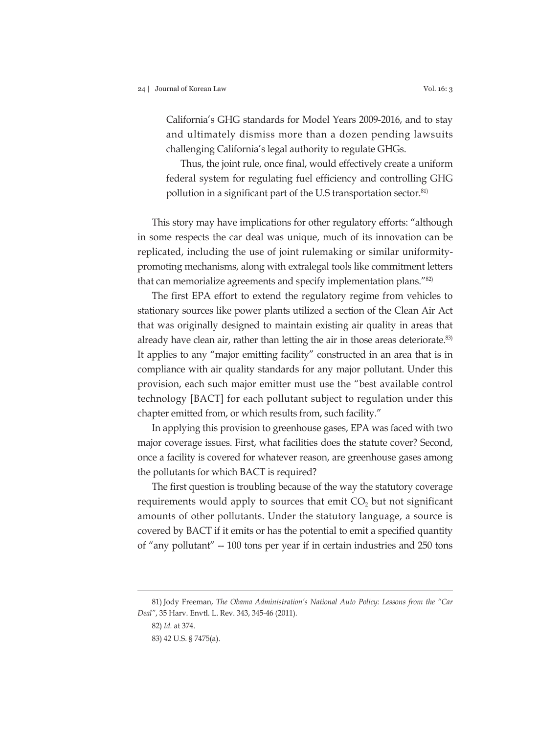> California's GHG standards for Model Years 2009-2016, and to stay and ultimately dismiss more than a dozen pending lawsuits challenging California's legal authority to regulate GHGs.
>
> Thus, the joint rule, once final, would effectively create a uniform federal system for regulating fuel efficiency and controlling GHG pollution in a significant part of the U.S transportation sector.[81)]

This story may have implications for other regulatory efforts: "although in some respects the car deal was unique, much of its innovation can be replicated, including the use of joint rulemaking or similar uniformity-promoting mechanisms, along with extralegal tools like commitment letters that can memorialize agreements and specify implementation plans."[82)]

The first EPA effort to extend the regulatory regime from vehicles to stationary sources like power plants utilized a section of the Clean Air Act that was originally designed to maintain existing air quality in areas that already have clean air, rather than letting the air in those areas deteriorate.[83)] It applies to any "major emitting facility" constructed in an area that is in compliance with air quality standards for any major pollutant. Under this provision, each such major emitter must use the "best available control technology [BACT] for each pollutant subject to regulation under this chapter emitted from, or which results from, such facility."

In applying this provision to greenhouse gases, EPA was faced with two major coverage issues. First, what facilities does the statute cover? Second, once a facility is covered for whatever reason, are greenhouse gases among the pollutants for which BACT is required?

The first question is troubling because of the way the statutory coverage requirements would apply to sources that emit $CO_2$ but not significant amounts of other pollutants. Under the statutory language, a source is covered by BACT if it emits or has the potential to emit a specified quantity of "any pollutant" -- 100 tons per year if in certain industries and 250 tons

---

81) Jody Freeman, *The Obama Administration's National Auto Policy: Lessons from the "Car Deal"*, 35 Harv. Envtl. L. Rev. 343, 345-46 (2011).

82) *Id.* at 374.

83) 42 U.S. § 7475(a).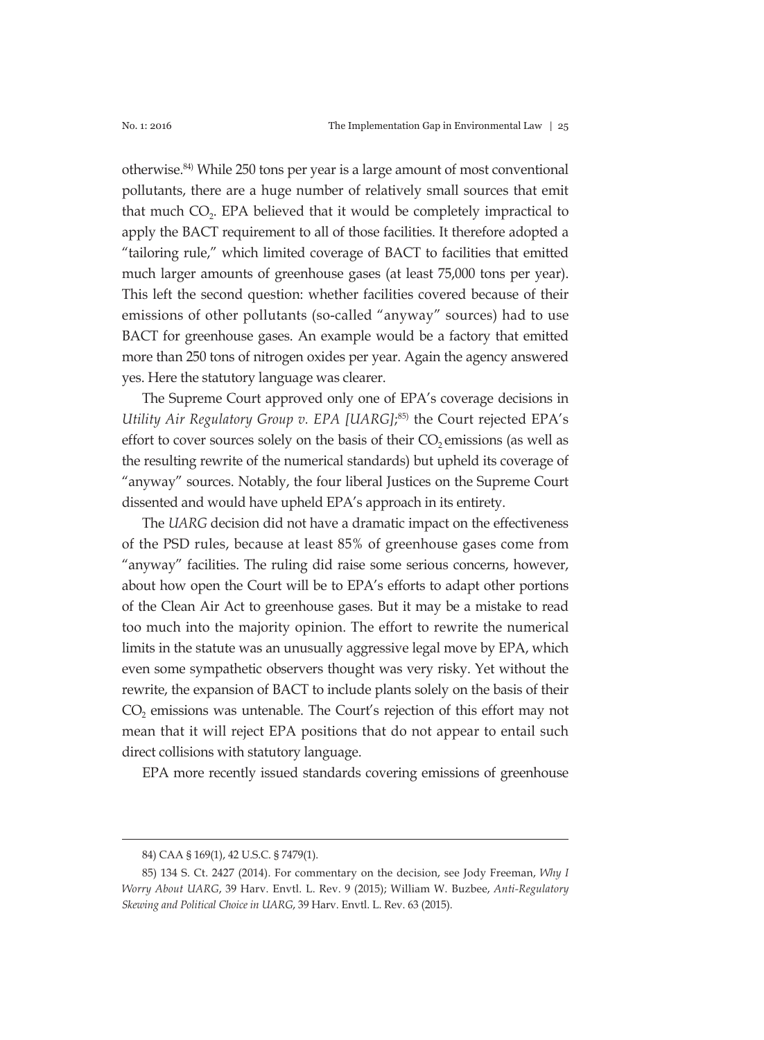otherwise.[84] While 250 tons per year is a large amount of most conventional pollutants, there are a huge number of relatively small sources that emit that much $CO_2$. EPA believed that it would be completely impractical to apply the BACT requirement to all of those facilities. It therefore adopted a "tailoring rule," which limited coverage of BACT to facilities that emitted much larger amounts of greenhouse gases (at least 75,000 tons per year). This left the second question: whether facilities covered because of their emissions of other pollutants (so-called "anyway" sources) had to use BACT for greenhouse gases. An example would be a factory that emitted more than 250 tons of nitrogen oxides per year. Again the agency answered yes. Here the statutory language was clearer.

The Supreme Court approved only one of EPA's coverage decisions in *Utility Air Regulatory Group v. EPA [UARG]*;[85] the Court rejected EPA's effort to cover sources solely on the basis of their $CO_2$ emissions (as well as the resulting rewrite of the numerical standards) but upheld its coverage of "anyway" sources. Notably, the four liberal Justices on the Supreme Court dissented and would have upheld EPA's approach in its entirety.

The *UARG* decision did not have a dramatic impact on the effectiveness of the PSD rules, because at least 85% of greenhouse gases come from "anyway" facilities. The ruling did raise some serious concerns, however, about how open the Court will be to EPA's efforts to adapt other portions of the Clean Air Act to greenhouse gases. But it may be a mistake to read too much into the majority opinion. The effort to rewrite the numerical limits in the statute was an unusually aggressive legal move by EPA, which even some sympathetic observers thought was very risky. Yet without the rewrite, the expansion of BACT to include plants solely on the basis of their $CO_2$ emissions was untenable. The Court's rejection of this effort may not mean that it will reject EPA positions that do not appear to entail such direct collisions with statutory language.

EPA more recently issued standards covering emissions of greenhouse

---

84) CAA § 169(1), 42 U.S.C. § 7479(1).

85) 134 S. Ct. 2427 (2014). For commentary on the decision, see Jody Freeman, *Why I Worry About UARG*, 39 Harv. Envtl. L. Rev. 9 (2015); William W. Buzbee, *Anti-Regulatory Skewing and Political Choice in UARG*, 39 Harv. Envtl. L. Rev. 63 (2015).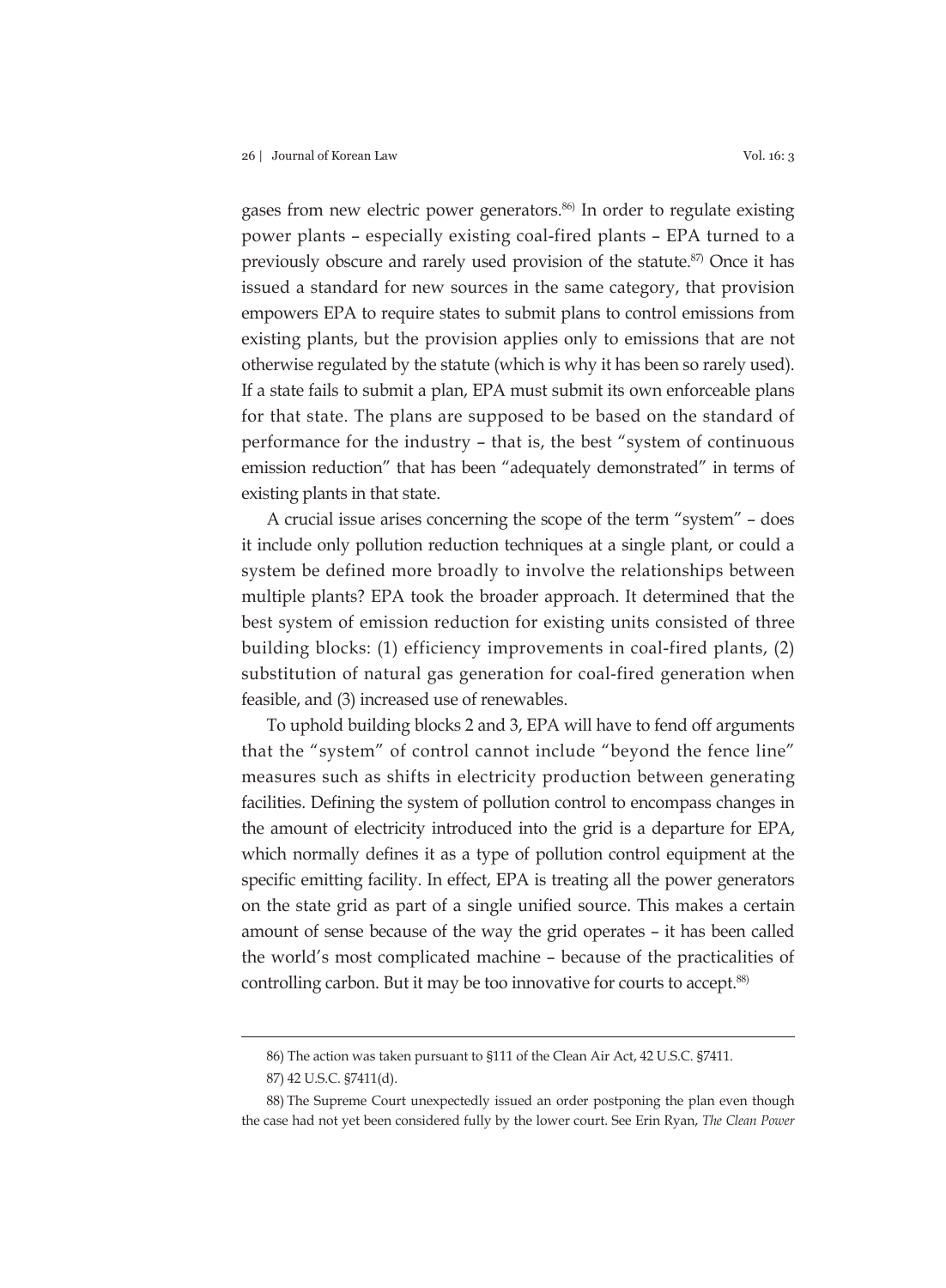gases from new electric power generators.[86] In order to regulate existing power plants – especially existing coal-fired plants – EPA turned to a previously obscure and rarely used provision of the statute.[87] Once it has issued a standard for new sources in the same category, that provision empowers EPA to require states to submit plans to control emissions from existing plants, but the provision applies only to emissions that are not otherwise regulated by the statute (which is why it has been so rarely used). If a state fails to submit a plan, EPA must submit its own enforceable plans for that state. The plans are supposed to be based on the standard of performance for the industry – that is, the best "system of continuous emission reduction" that has been "adequately demonstrated" in terms of existing plants in that state.

A crucial issue arises concerning the scope of the term "system" – does it include only pollution reduction techniques at a single plant, or could a system be defined more broadly to involve the relationships between multiple plants? EPA took the broader approach. It determined that the best system of emission reduction for existing units consisted of three building blocks: (1) efficiency improvements in coal-fired plants, (2) substitution of natural gas generation for coal-fired generation when feasible, and (3) increased use of renewables.

To uphold building blocks 2 and 3, EPA will have to fend off arguments that the "system" of control cannot include "beyond the fence line" measures such as shifts in electricity production between generating facilities. Defining the system of pollution control to encompass changes in the amount of electricity introduced into the grid is a departure for EPA, which normally defines it as a type of pollution control equipment at the specific emitting facility. In effect, EPA is treating all the power generators on the state grid as part of a single unified source. This makes a certain amount of sense because of the way the grid operates – it has been called the world's most complicated machine – because of the practicalities of controlling carbon. But it may be too innovative for courts to accept.[88]

---

86) The action was taken pursuant to §111 of the Clean Air Act, 42 U.S.C. §7411.

87) 42 U.S.C. §7411(d).

88) The Supreme Court unexpectedly issued an order postponing the plan even though the case had not yet been considered fully by the lower court. See Erin Ryan, *The Clean Power*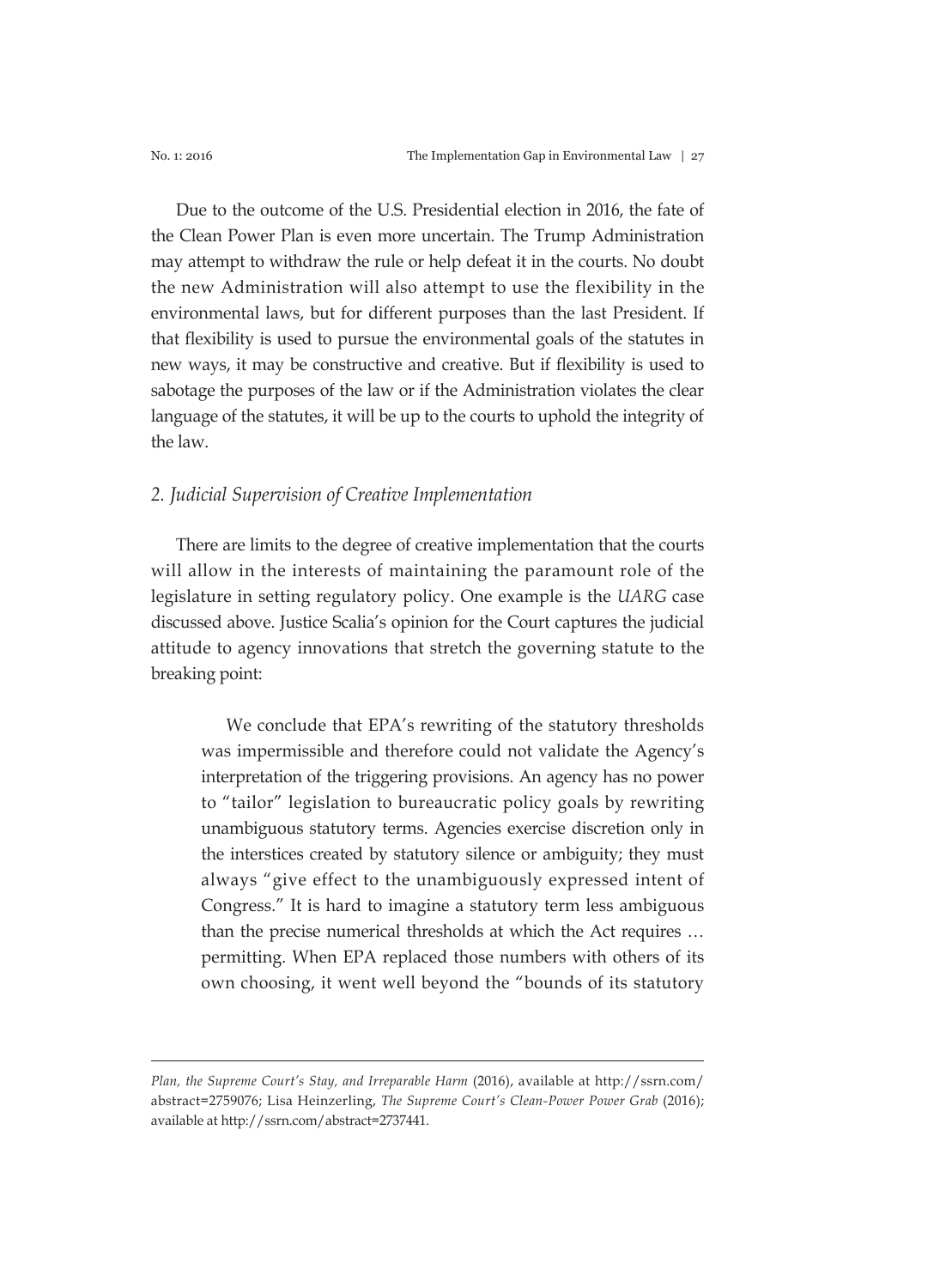Due to the outcome of the U.S. Presidential election in 2016, the fate of the Clean Power Plan is even more uncertain. The Trump Administration may attempt to withdraw the rule or help defeat it in the courts. No doubt the new Administration will also attempt to use the flexibility in the environmental laws, but for different purposes than the last President. If that flexibility is used to pursue the environmental goals of the statutes in new ways, it may be constructive and creative. But if flexibility is used to sabotage the purposes of the law or if the Administration violates the clear language of the statutes, it will be up to the courts to uphold the integrity of the law.

### *2. Judicial Supervision of Creative Implementation*

There are limits to the degree of creative implementation that the courts will allow in the interests of maintaining the paramount role of the legislature in setting regulatory policy. One example is the *UARG* case discussed above. Justice Scalia's opinion for the Court captures the judicial attitude to agency innovations that stretch the governing statute to the breaking point:

> We conclude that EPA's rewriting of the statutory thresholds was impermissible and therefore could not validate the Agency's interpretation of the triggering provisions. An agency has no power to "tailor" legislation to bureaucratic policy goals by rewriting unambiguous statutory terms. Agencies exercise discretion only in the interstices created by statutory silence or ambiguity; they must always "give effect to the unambiguously expressed intent of Congress." It is hard to imagine a statutory term less ambiguous than the precise numerical thresholds at which the Act requires … permitting. When EPA replaced those numbers with others of its own choosing, it went well beyond the "bounds of its statutory

---

*Plan, the Supreme Court's Stay, and Irreparable Harm* (2016), available at http://ssrn.com/abstract=2759076; Lisa Heinzerling, *The Supreme Court's Clean-Power Power Grab* (2016); available at http://ssrn.com/abstract=2737441.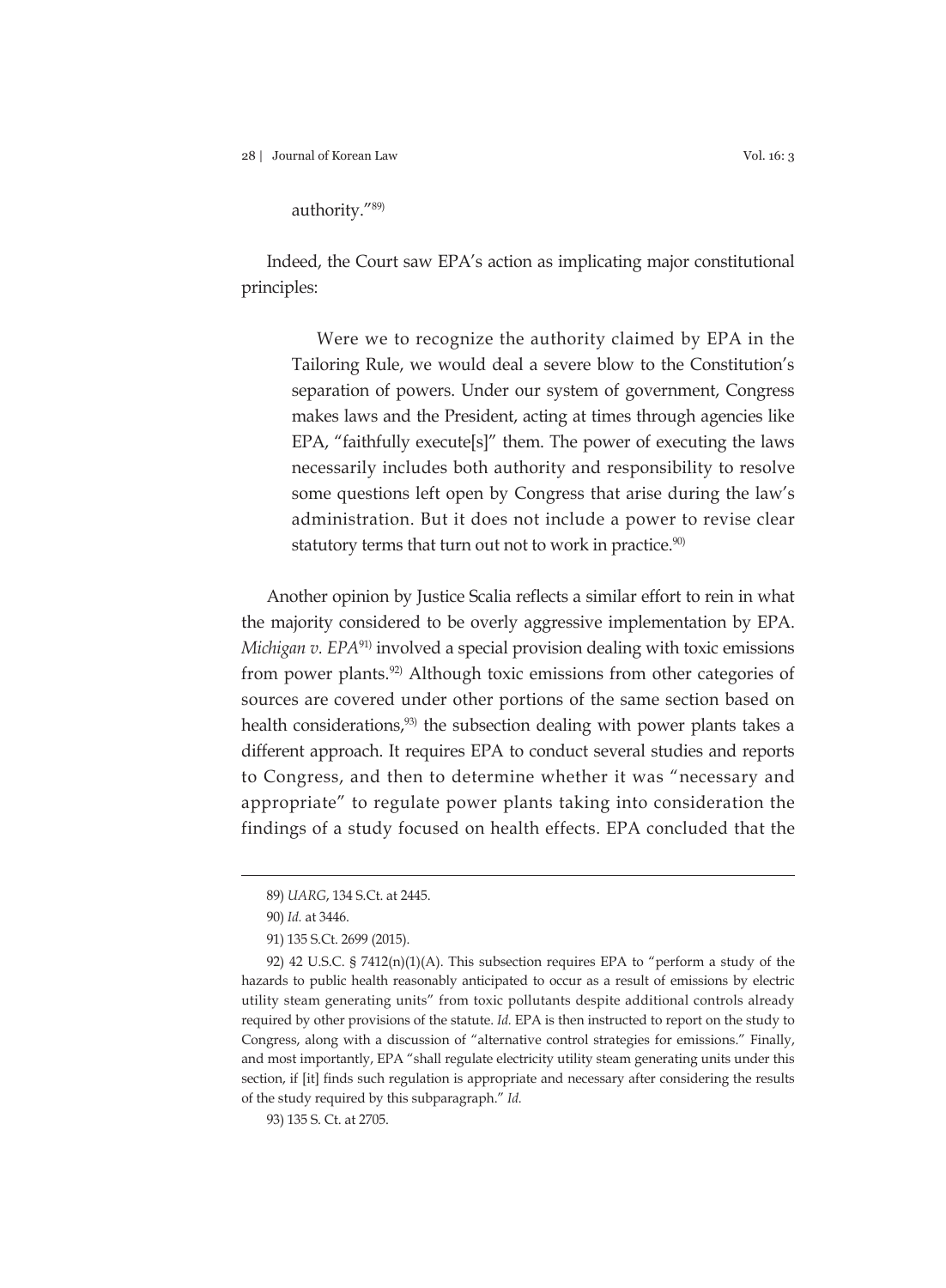authority."[89]

Indeed, the Court saw EPA's action as implicating major constitutional principles:

> Were we to recognize the authority claimed by EPA in the Tailoring Rule, we would deal a severe blow to the Constitution's separation of powers. Under our system of government, Congress makes laws and the President, acting at times through agencies like EPA, "faithfully execute[s]" them. The power of executing the laws necessarily includes both authority and responsibility to resolve some questions left open by Congress that arise during the law's administration. But it does not include a power to revise clear statutory terms that turn out not to work in practice.[90]

Another opinion by Justice Scalia reflects a similar effort to rein in what the majority considered to be overly aggressive implementation by EPA. *Michigan v. EPA*[91] involved a special provision dealing with toxic emissions from power plants.[92] Although toxic emissions from other categories of sources are covered under other portions of the same section based on health considerations,[93] the subsection dealing with power plants takes a different approach. It requires EPA to conduct several studies and reports to Congress, and then to determine whether it was "necessary and appropriate" to regulate power plants taking into consideration the findings of a study focused on health effects. EPA concluded that the

---

89) *UARG*, 134 S.Ct. at 2445.

90) *Id.* at 3446.

91) 135 S.Ct. 2699 (2015).

92) 42 U.S.C. § 7412(n)(1)(A). This subsection requires EPA to "perform a study of the hazards to public health reasonably anticipated to occur as a result of emissions by electric utility steam generating units" from toxic pollutants despite additional controls already required by other provisions of the statute. *Id.* EPA is then instructed to report on the study to Congress, along with a discussion of "alternative control strategies for emissions." Finally, and most importantly, EPA "shall regulate electricity utility steam generating units under this section, if [it] finds such regulation is appropriate and necessary after considering the results of the study required by this subparagraph." *Id.*

93) 135 S. Ct. at 2705.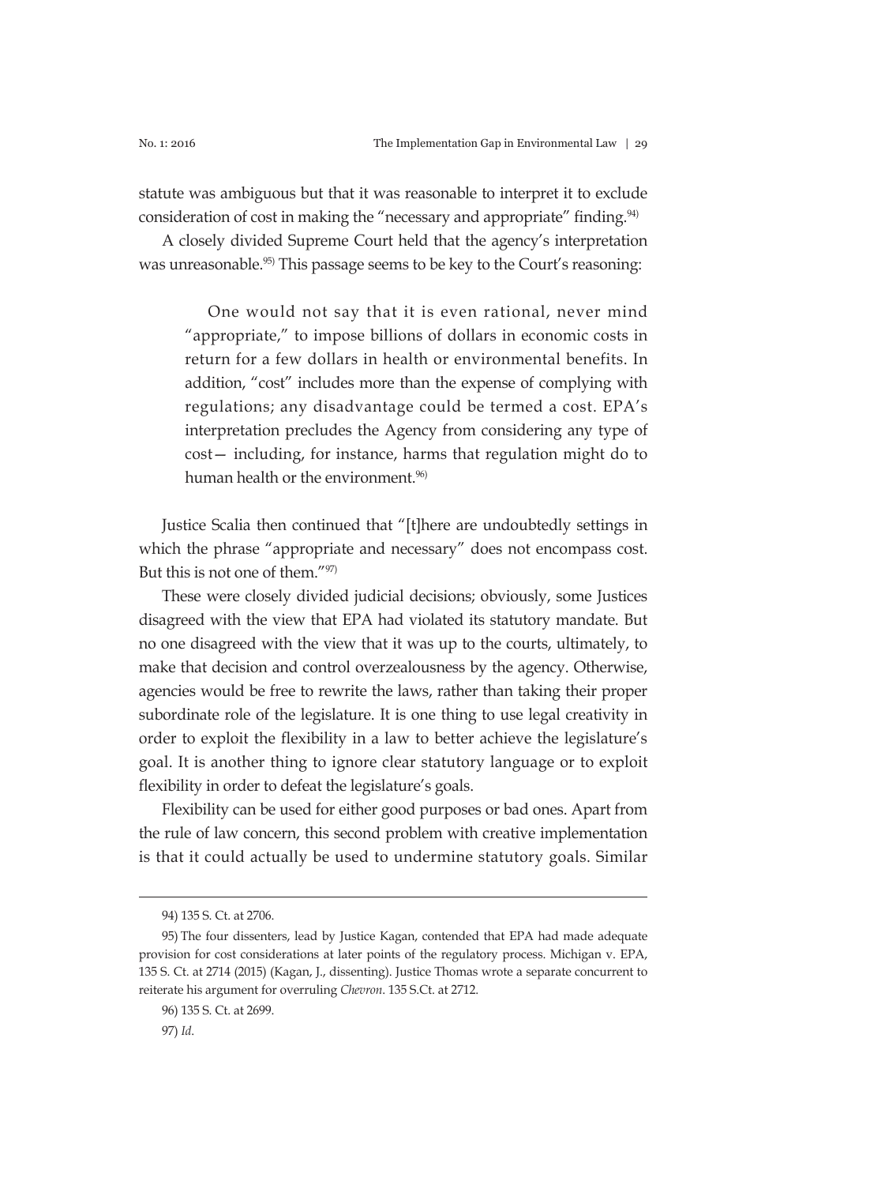statute was ambiguous but that it was reasonable to interpret it to exclude consideration of cost in making the "necessary and appropriate" finding.[94]

A closely divided Supreme Court held that the agency's interpretation was unreasonable.[95] This passage seems to be key to the Court's reasoning:

> One would not say that it is even rational, never mind "appropriate," to impose billions of dollars in economic costs in return for a few dollars in health or environmental benefits. In addition, "cost" includes more than the expense of complying with regulations; any disadvantage could be termed a cost. EPA's interpretation precludes the Agency from considering any type of cost— including, for instance, harms that regulation might do to human health or the environment.[96]

Justice Scalia then continued that "[t]here are undoubtedly settings in which the phrase "appropriate and necessary" does not encompass cost. But this is not one of them."[97]

These were closely divided judicial decisions; obviously, some Justices disagreed with the view that EPA had violated its statutory mandate. But no one disagreed with the view that it was up to the courts, ultimately, to make that decision and control overzealousness by the agency. Otherwise, agencies would be free to rewrite the laws, rather than taking their proper subordinate role of the legislature. It is one thing to use legal creativity in order to exploit the flexibility in a law to better achieve the legislature's goal. It is another thing to ignore clear statutory language or to exploit flexibility in order to defeat the legislature's goals.

Flexibility can be used for either good purposes or bad ones. Apart from the rule of law concern, this second problem with creative implementation is that it could actually be used to undermine statutory goals. Similar

---

94) 135 S. Ct. at 2706.

95) The four dissenters, lead by Justice Kagan, contended that EPA had made adequate provision for cost considerations at later points of the regulatory process. Michigan v. EPA, 135 S. Ct. at 2714 (2015) (Kagan, J., dissenting). Justice Thomas wrote a separate concurrent to reiterate his argument for overruling *Chevron*. 135 S.Ct. at 2712.

96) 135 S. Ct. at 2699.

97) *Id*.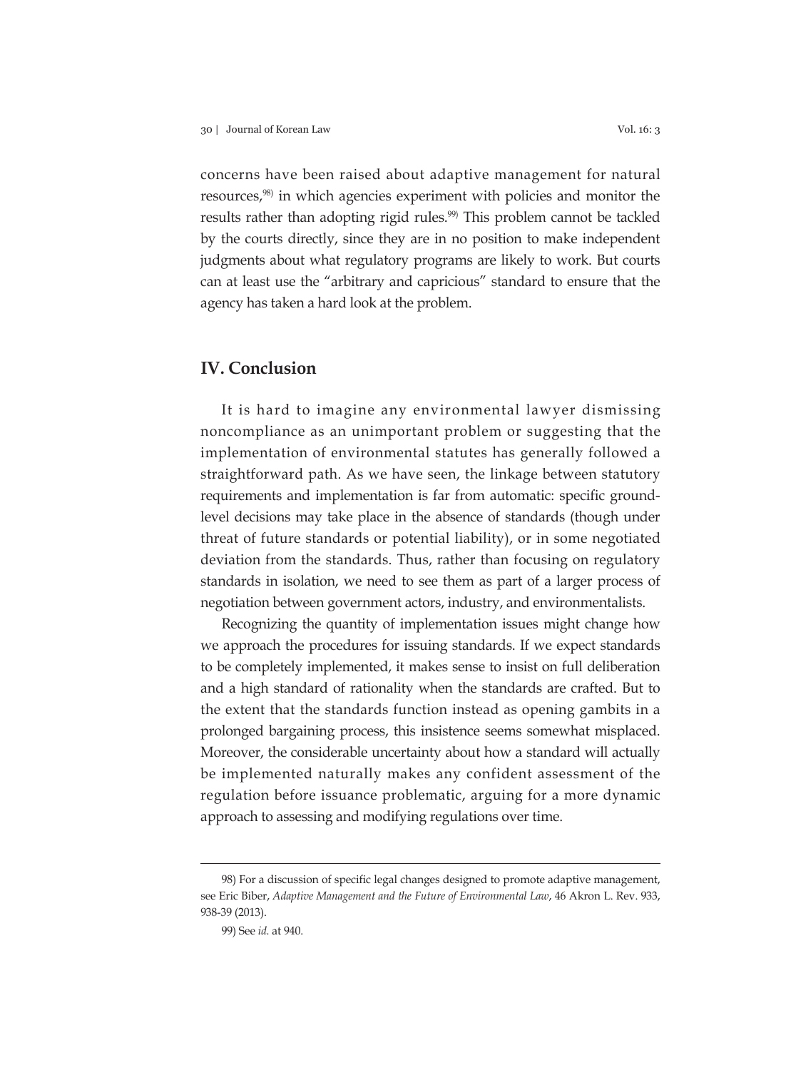concerns have been raised about adaptive management for natural resources,[98] in which agencies experiment with policies and monitor the results rather than adopting rigid rules.[99] This problem cannot be tackled by the courts directly, since they are in no position to make independent judgments about what regulatory programs are likely to work. But courts can at least use the "arbitrary and capricious" standard to ensure that the agency has taken a hard look at the problem.

## IV. Conclusion

It is hard to imagine any environmental lawyer dismissing noncompliance as an unimportant problem or suggesting that the implementation of environmental statutes has generally followed a straightforward path. As we have seen, the linkage between statutory requirements and implementation is far from automatic: specific ground-level decisions may take place in the absence of standards (though under threat of future standards or potential liability), or in some negotiated deviation from the standards. Thus, rather than focusing on regulatory standards in isolation, we need to see them as part of a larger process of negotiation between government actors, industry, and environmentalists.

Recognizing the quantity of implementation issues might change how we approach the procedures for issuing standards. If we expect standards to be completely implemented, it makes sense to insist on full deliberation and a high standard of rationality when the standards are crafted. But to the extent that the standards function instead as opening gambits in a prolonged bargaining process, this insistence seems somewhat misplaced. Moreover, the considerable uncertainty about how a standard will actually be implemented naturally makes any confident assessment of the regulation before issuance problematic, arguing for a more dynamic approach to assessing and modifying regulations over time.

---

98) For a discussion of specific legal changes designed to promote adaptive management, see Eric Biber, *Adaptive Management and the Future of Environmental Law*, 46 Akron L. Rev. 933, 938-39 (2013).

99) See *id.* at 940.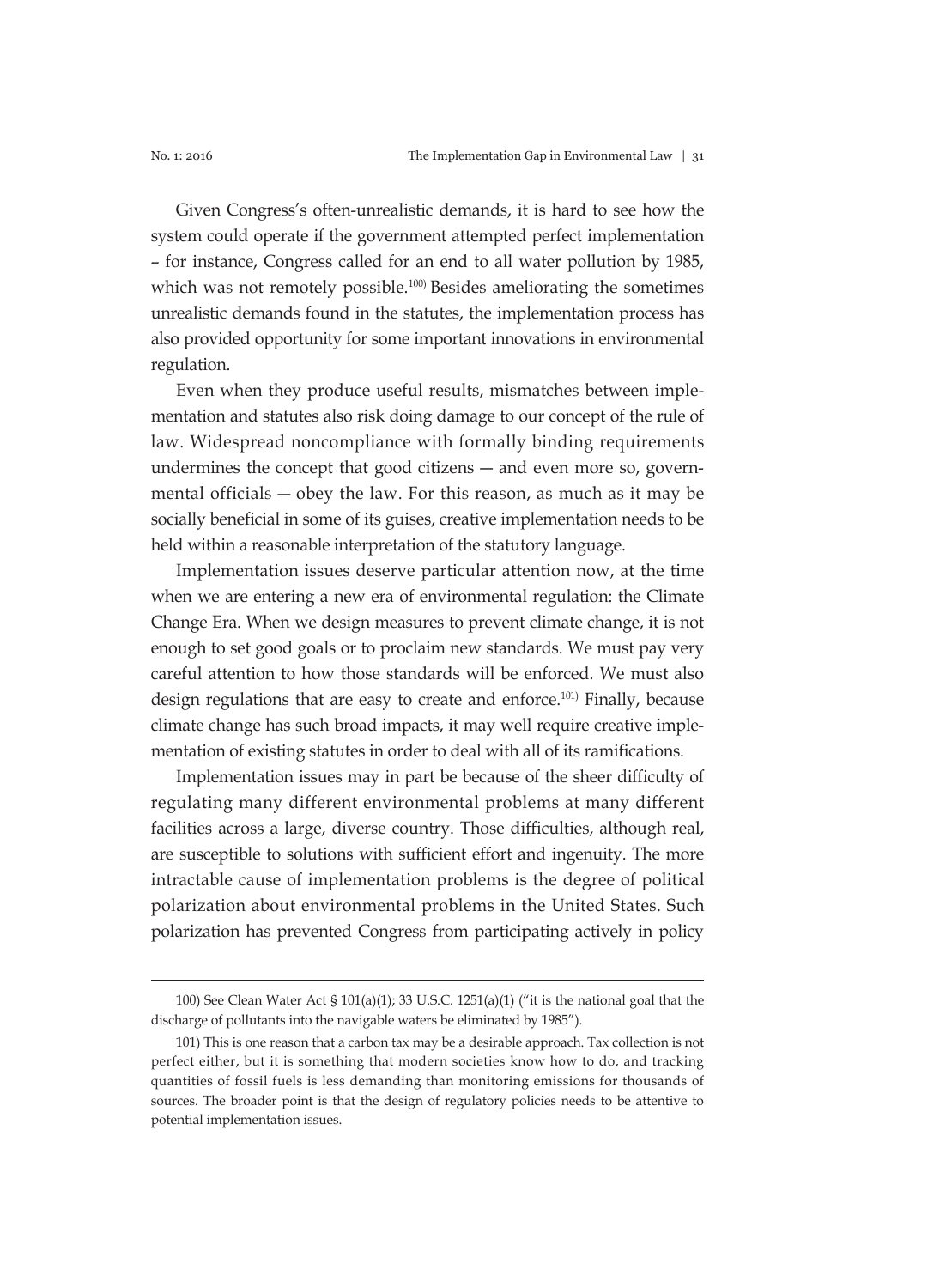Given Congress's often-unrealistic demands, it is hard to see how the system could operate if the government attempted perfect implementation – for instance, Congress called for an end to all water pollution by 1985, which was not remotely possible.[100] Besides ameliorating the sometimes unrealistic demands found in the statutes, the implementation process has also provided opportunity for some important innovations in environmental regulation.

Even when they produce useful results, mismatches between implementation and statutes also risk doing damage to our concept of the rule of law. Widespread noncompliance with formally binding requirements undermines the concept that good citizens — and even more so, governmental officials — obey the law. For this reason, as much as it may be socially beneficial in some of its guises, creative implementation needs to be held within a reasonable interpretation of the statutory language.

Implementation issues deserve particular attention now, at the time when we are entering a new era of environmental regulation: the Climate Change Era. When we design measures to prevent climate change, it is not enough to set good goals or to proclaim new standards. We must pay very careful attention to how those standards will be enforced. We must also design regulations that are easy to create and enforce.[101] Finally, because climate change has such broad impacts, it may well require creative implementation of existing statutes in order to deal with all of its ramifications.

Implementation issues may in part be because of the sheer difficulty of regulating many different environmental problems at many different facilities across a large, diverse country. Those difficulties, although real, are susceptible to solutions with sufficient effort and ingenuity. The more intractable cause of implementation problems is the degree of political polarization about environmental problems in the United States. Such polarization has prevented Congress from participating actively in policy

---

100) See Clean Water Act § 101(a)(1); 33 U.S.C. 1251(a)(1) ("it is the national goal that the discharge of pollutants into the navigable waters be eliminated by 1985").

101) This is one reason that a carbon tax may be a desirable approach. Tax collection is not perfect either, but it is something that modern societies know how to do, and tracking quantities of fossil fuels is less demanding than monitoring emissions for thousands of sources. The broader point is that the design of regulatory policies needs to be attentive to potential implementation issues.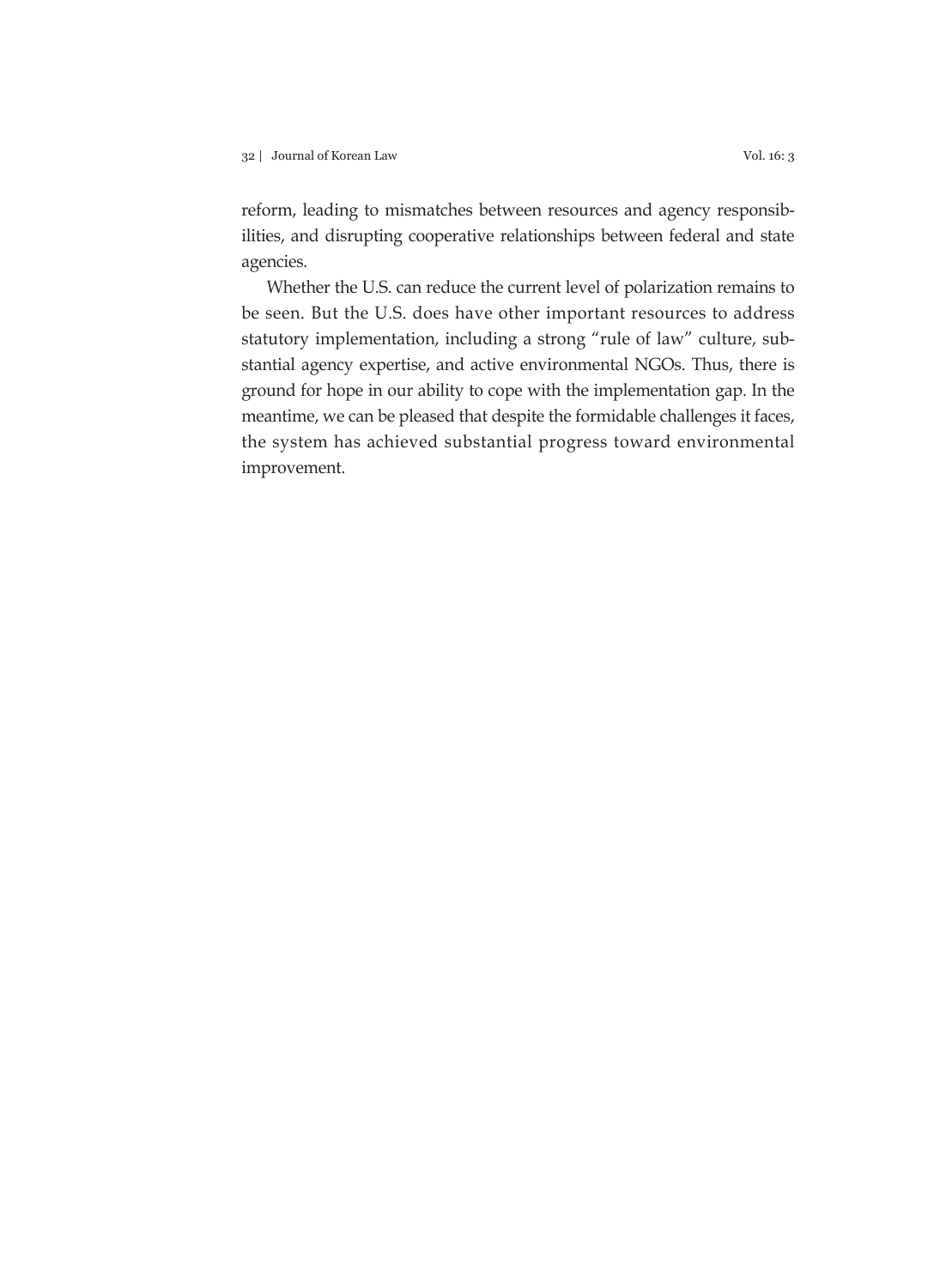reform, leading to mismatches between resources and agency responsibilities, and disrupting cooperative relationships between federal and state agencies.

Whether the U.S. can reduce the current level of polarization remains to be seen. But the U.S. does have other important resources to address statutory implementation, including a strong "rule of law" culture, substantial agency expertise, and active environmental NGOs. Thus, there is ground for hope in our ability to cope with the implementation gap. In the meantime, we can be pleased that despite the formidable challenges it faces, the system has achieved substantial progress toward environmental improvement.